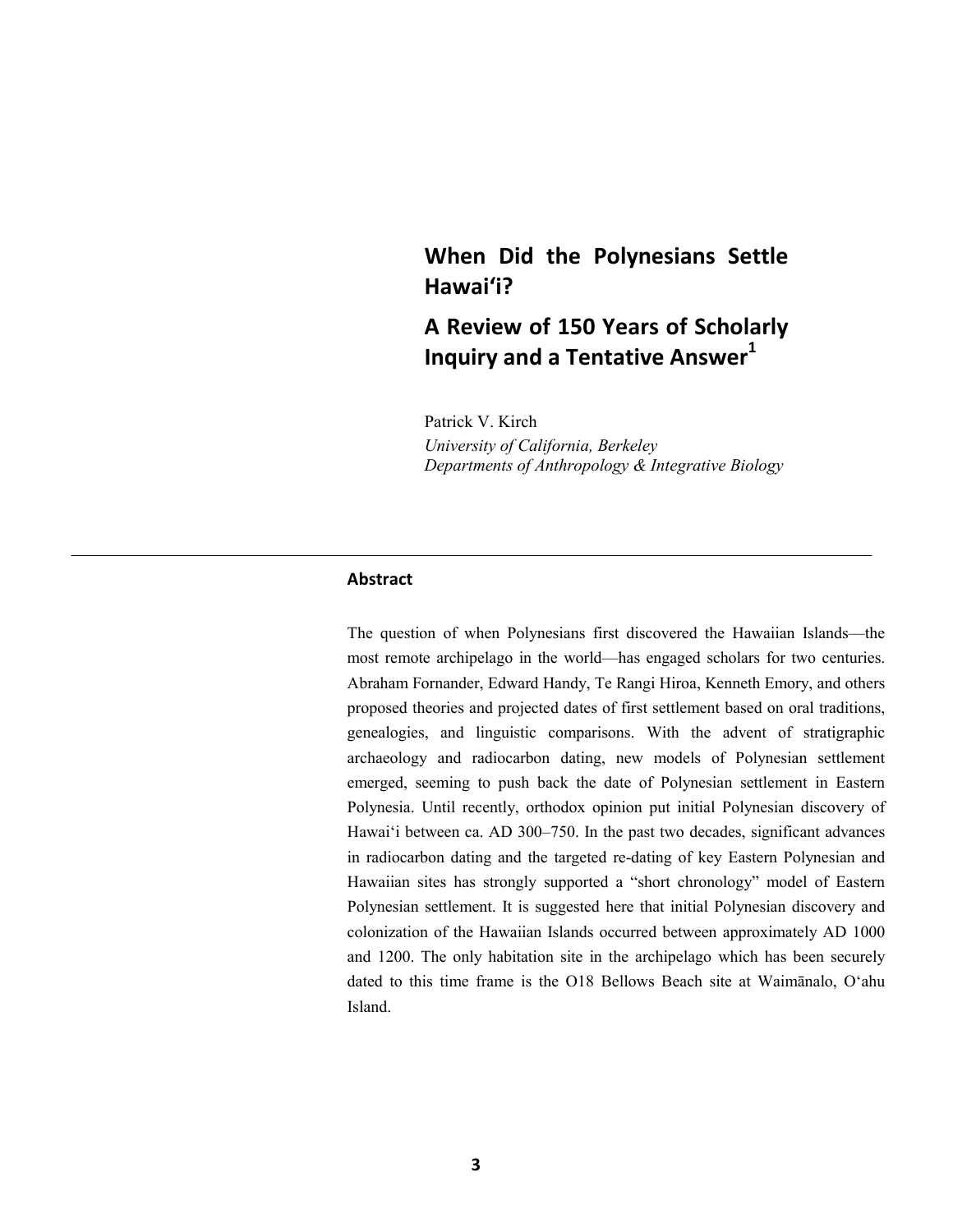# When Did the Polynesians Settle Hawai‘i?

## A Review of 150 Years of Scholarly Inquiry and a Tentative Answer[1]

Patrick V. Kirch

*University of California, Berkeley*
*Departments of Anthropology & Integrative Biology*

---

### Abstract

The question of when Polynesians first discovered the Hawaiian Islands—the most remote archipelago in the world—has engaged scholars for two centuries. Abraham Fornander, Edward Handy, Te Rangi Hiroa, Kenneth Emory, and others proposed theories and projected dates of first settlement based on oral traditions, genealogies, and linguistic comparisons. With the advent of stratigraphic archaeology and radiocarbon dating, new models of Polynesian settlement emerged, seeming to push back the date of Polynesian settlement in Eastern Polynesia. Until recently, orthodox opinion put initial Polynesian discovery of Hawai‘i between ca. AD 300–750. In the past two decades, significant advances in radiocarbon dating and the targeted re-dating of key Eastern Polynesian and Hawaiian sites has strongly supported a "short chronology" model of Eastern Polynesian settlement. It is suggested here that initial Polynesian discovery and colonization of the Hawaiian Islands occurred between approximately AD 1000 and 1200. The only habitation site in the archipelago which has been securely dated to this time frame is the O18 Bellows Beach site at Waimānalo, O‘ahu Island.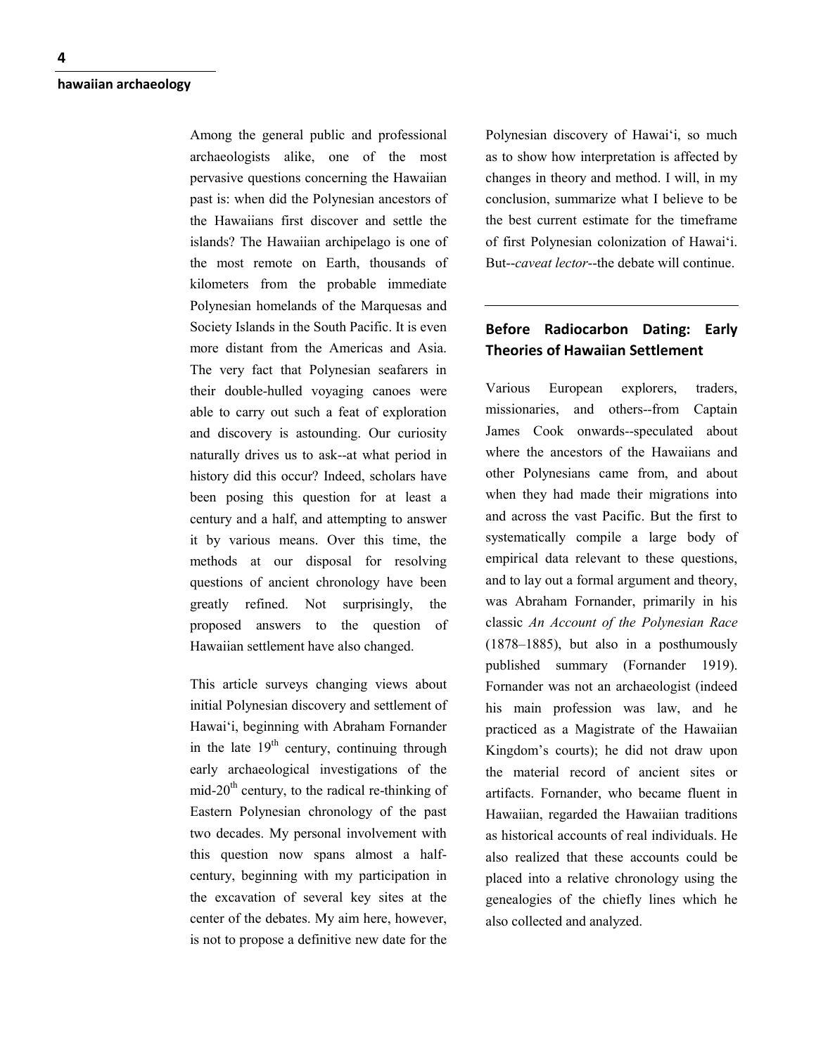Among the general public and professional archaeologists alike, one of the most pervasive questions concerning the Hawaiian past is: when did the Polynesian ancestors of the Hawaiians first discover and settle the islands? The Hawaiian archipelago is one of the most remote on Earth, thousands of kilometers from the probable immediate Polynesian homelands of the Marquesas and Society Islands in the South Pacific. It is even more distant from the Americas and Asia. The very fact that Polynesian seafarers in their double-hulled voyaging canoes were able to carry out such a feat of exploration and discovery is astounding. Our curiosity naturally drives us to ask--at what period in history did this occur? Indeed, scholars have been posing this question for at least a century and a half, and attempting to answer it by various means. Over this time, the methods at our disposal for resolving questions of ancient chronology have been greatly refined. Not surprisingly, the proposed answers to the question of Hawaiian settlement have also changed.

This article surveys changing views about initial Polynesian discovery and settlement of Hawai'i, beginning with Abraham Fornander in the late 19th century, continuing through early archaeological investigations of the mid-20th century, to the radical re-thinking of Eastern Polynesian chronology of the past two decades. My personal involvement with this question now spans almost a half-century, beginning with my participation in the excavation of several key sites at the center of the debates. My aim here, however, is not to propose a definitive new date for the Polynesian discovery of Hawai'i, so much as to show how interpretation is affected by changes in theory and method. I will, in my conclusion, summarize what I believe to be the best current estimate for the timeframe of first Polynesian colonization of Hawai'i. But--*caveat lector*--the debate will continue.

## Before Radiocarbon Dating: Early Theories of Hawaiian Settlement

Various European explorers, traders, missionaries, and others--from Captain James Cook onwards--speculated about where the ancestors of the Hawaiians and other Polynesians came from, and about when they had made their migrations into and across the vast Pacific. But the first to systematically compile a large body of empirical data relevant to these questions, and to lay out a formal argument and theory, was Abraham Fornander, primarily in his classic *An Account of the Polynesian Race* (1878–1885), but also in a posthumously published summary (Fornander 1919). Fornander was not an archaeologist (indeed his main profession was law, and he practiced as a Magistrate of the Hawaiian Kingdom's courts); he did not draw upon the material record of ancient sites or artifacts. Fornander, who became fluent in Hawaiian, regarded the Hawaiian traditions as historical accounts of real individuals. He also realized that these accounts could be placed into a relative chronology using the genealogies of the chiefly lines which he also collected and analyzed.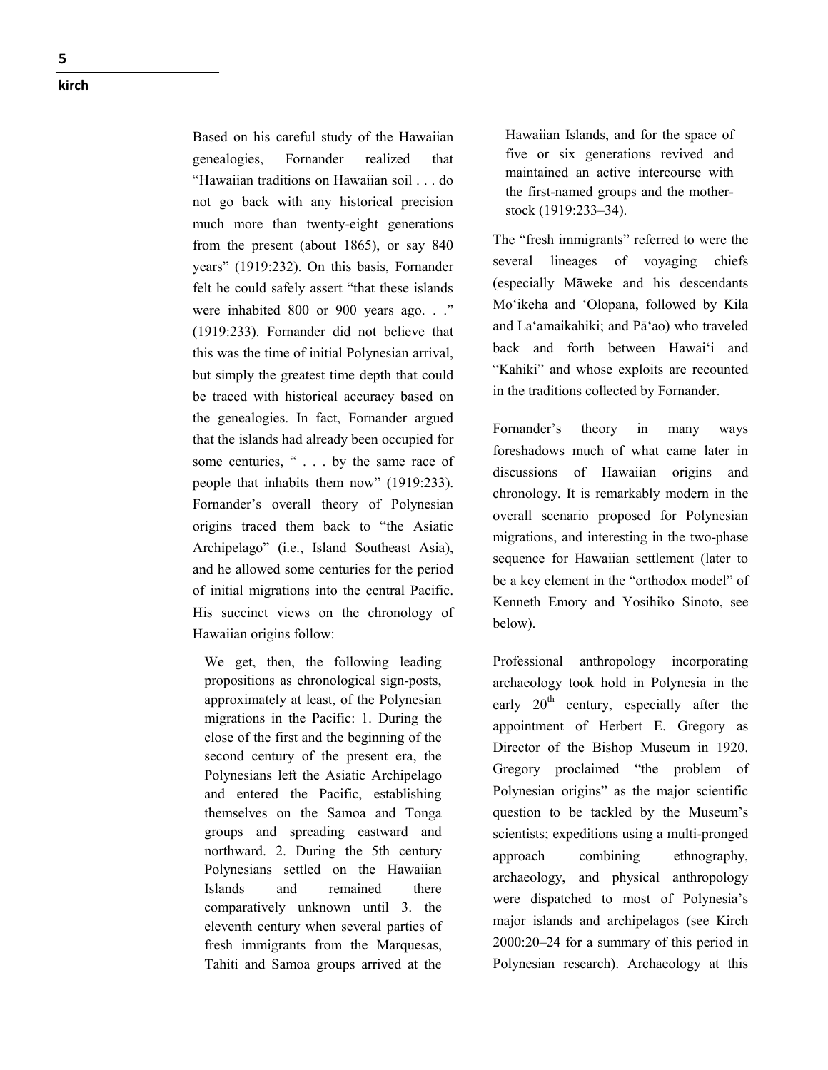Based on his careful study of the Hawaiian genealogies, Fornander realized that "Hawaiian traditions on Hawaiian soil . . . do not go back with any historical precision much more than twenty-eight generations from the present (about 1865), or say 840 years" (1919:232). On this basis, Fornander felt he could safely assert "that these islands were inhabited 800 or 900 years ago. . ." (1919:233). Fornander did not believe that this was the time of initial Polynesian arrival, but simply the greatest time depth that could be traced with historical accuracy based on the genealogies. In fact, Fornander argued that the islands had already been occupied for some centuries, " . . . by the same race of people that inhabits them now" (1919:233). Fornander's overall theory of Polynesian origins traced them back to "the Asiatic Archipelago" (i.e., Island Southeast Asia), and he allowed some centuries for the period of initial migrations into the central Pacific. His succinct views on the chronology of Hawaiian origins follow:

> We get, then, the following leading propositions as chronological sign-posts, approximately at least, of the Polynesian migrations in the Pacific: 1. During the close of the first and the beginning of the second century of the present era, the Polynesians left the Asiatic Archipelago and entered the Pacific, establishing themselves on the Samoa and Tonga groups and spreading eastward and northward. 2. During the 5th century Polynesians settled on the Hawaiian Islands and remained there comparatively unknown until 3. the eleventh century when several parties of fresh immigrants from the Marquesas, Tahiti and Samoa groups arrived at the Hawaiian Islands, and for the space of five or six generations revived and maintained an active intercourse with the first-named groups and the mother-stock (1919:233–34).

The "fresh immigrants" referred to were the several lineages of voyaging chiefs (especially Māweke and his descendants Mo'ikeha and 'Olopana, followed by Kila and La'amaikahiki; and Pā'ao) who traveled back and forth between Hawai'i and "Kahiki" and whose exploits are recounted in the traditions collected by Fornander.

Fornander's theory in many ways foreshadows much of what came later in discussions of Hawaiian origins and chronology. It is remarkably modern in the overall scenario proposed for Polynesian migrations, and interesting in the two-phase sequence for Hawaiian settlement (later to be a key element in the "orthodox model" of Kenneth Emory and Yosihiko Sinoto, see below).

Professional anthropology incorporating archaeology took hold in Polynesia in the early 20th century, especially after the appointment of Herbert E. Gregory as Director of the Bishop Museum in 1920. Gregory proclaimed "the problem of Polynesian origins" as the major scientific question to be tackled by the Museum's scientists; expeditions using a multi-pronged approach combining ethnography, archaeology, and physical anthropology were dispatched to most of Polynesia's major islands and archipelagos (see Kirch 2000:20–24 for a summary of this period in Polynesian research). Archaeology at this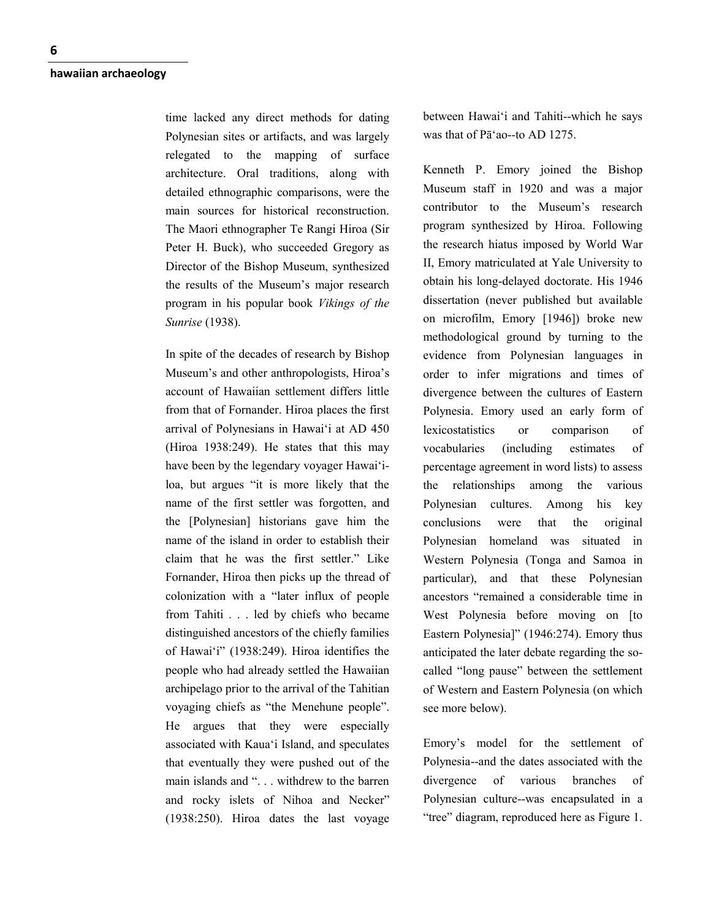time lacked any direct methods for dating Polynesian sites or artifacts, and was largely relegated to the mapping of surface architecture. Oral traditions, along with detailed ethnographic comparisons, were the main sources for historical reconstruction. The Maori ethnographer Te Rangi Hiroa (Sir Peter H. Buck), who succeeded Gregory as Director of the Bishop Museum, synthesized the results of the Museum's major research program in his popular book *Vikings of the Sunrise* (1938).

In spite of the decades of research by Bishop Museum's and other anthropologists, Hiroa's account of Hawaiian settlement differs little from that of Fornander. Hiroa places the first arrival of Polynesians in Hawai'i at AD 450 (Hiroa 1938:249). He states that this may have been by the legendary voyager Hawai'i-loa, but argues "it is more likely that the name of the first settler was forgotten, and the [Polynesian] historians gave him the name of the island in order to establish their claim that he was the first settler." Like Fornander, Hiroa then picks up the thread of colonization with a "later influx of people from Tahiti . . . led by chiefs who became distinguished ancestors of the chiefly families of Hawai'i" (1938:249). Hiroa identifies the people who had already settled the Hawaiian archipelago prior to the arrival of the Tahitian voyaging chiefs as "the Menehune people". He argues that they were especially associated with Kaua'i Island, and speculates that eventually they were pushed out of the main islands and ". . . withdrew to the barren and rocky islets of Nihoa and Necker" (1938:250). Hiroa dates the last voyage between Hawai'i and Tahiti--which he says was that of Pā'ao--to AD 1275.

Kenneth P. Emory joined the Bishop Museum staff in 1920 and was a major contributor to the Museum's research program synthesized by Hiroa. Following the research hiatus imposed by World War II, Emory matriculated at Yale University to obtain his long-delayed doctorate. His 1946 dissertation (never published but available on microfilm, Emory [1946]) broke new methodological ground by turning to the evidence from Polynesian languages in order to infer migrations and times of divergence between the cultures of Eastern Polynesia. Emory used an early form of lexicostatistics or comparison of vocabularies (including estimates of percentage agreement in word lists) to assess the relationships among the various Polynesian cultures. Among his key conclusions were that the original Polynesian homeland was situated in Western Polynesia (Tonga and Samoa in particular), and that these Polynesian ancestors "remained a considerable time in West Polynesia before moving on [to Eastern Polynesia]" (1946:274). Emory thus anticipated the later debate regarding the so-called "long pause" between the settlement of Western and Eastern Polynesia (on which see more below).

Emory's model for the settlement of Polynesia--and the dates associated with the divergence of various branches of Polynesian culture--was encapsulated in a "tree" diagram, reproduced here as Figure 1.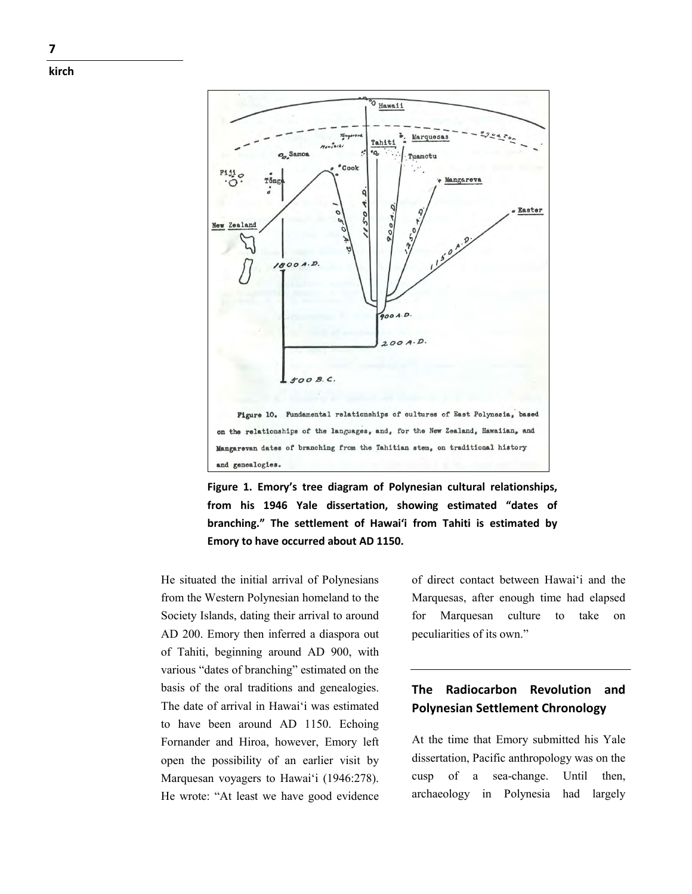Figure 1. Emory's tree diagram of Polynesian cultural relationships, from his 1946 Yale dissertation, showing estimated "dates of branching." The settlement of Hawai'i from Tahiti is estimated by Emory to have occurred about AD 1150.

He situated the initial arrival of Polynesians from the Western Polynesian homeland to the Society Islands, dating their arrival to around AD 200. Emory then inferred a diaspora out of Tahiti, beginning around AD 900, with various "dates of branching" estimated on the basis of the oral traditions and genealogies. The date of arrival in Hawai'i was estimated to have been around AD 1150. Echoing Fornander and Hiroa, however, Emory left open the possibility of an earlier visit by Marquesan voyagers to Hawai'i (1946:278). He wrote: "At least we have good evidence of direct contact between Hawai'i and the Marquesas, after enough time had elapsed for Marquesan culture to take on peculiarities of its own."

## The Radiocarbon Revolution and Polynesian Settlement Chronology

At the time that Emory submitted his Yale dissertation, Pacific anthropology was on the cusp of a sea-change. Until then, archaeology in Polynesia had largely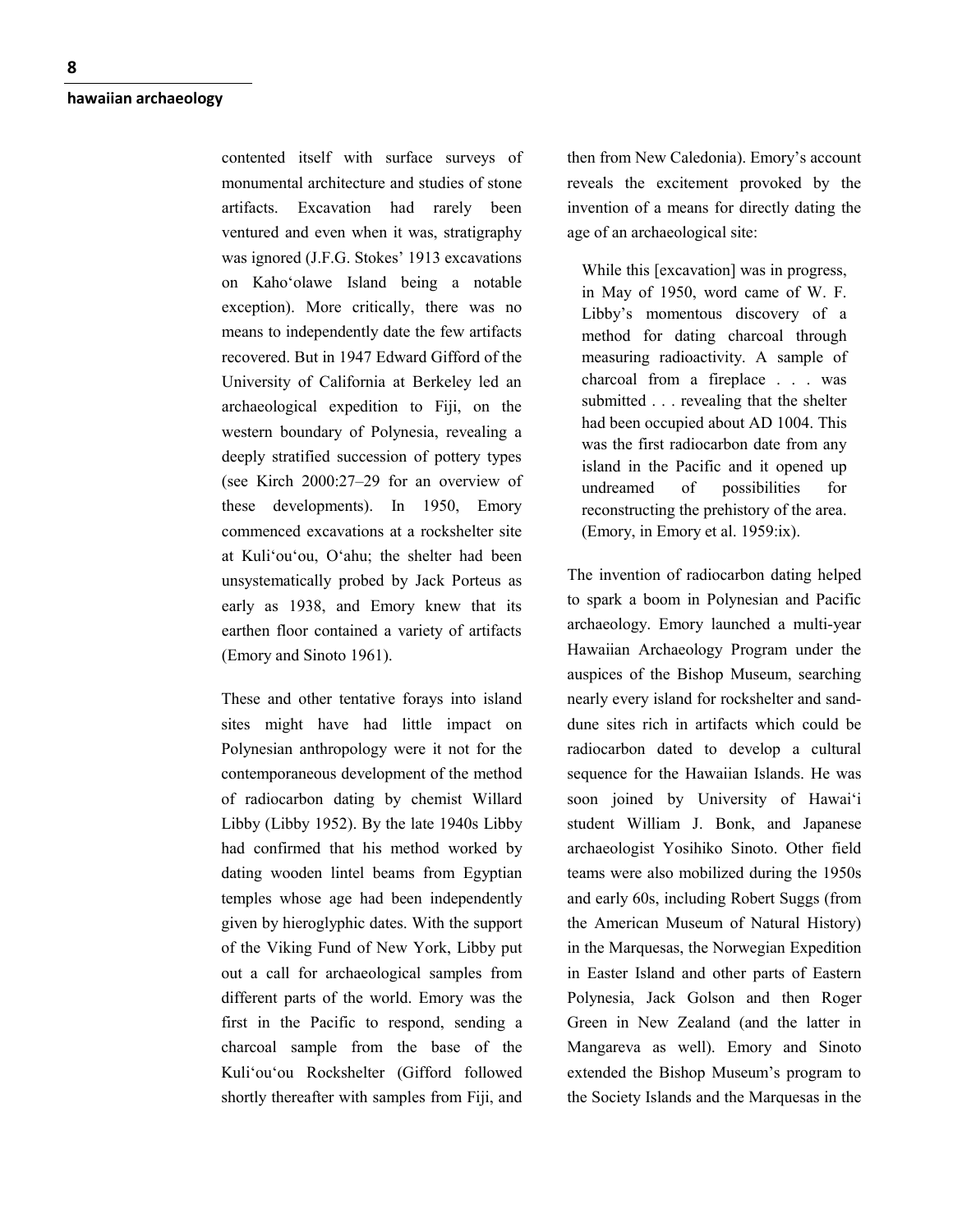contented itself with surface surveys of monumental architecture and studies of stone artifacts. Excavation had rarely been ventured and even when it was, stratigraphy was ignored (J.F.G. Stokes' 1913 excavations on Kaho'olawe Island being a notable exception). More critically, there was no means to independently date the few artifacts recovered. But in 1947 Edward Gifford of the University of California at Berkeley led an archaeological expedition to Fiji, on the western boundary of Polynesia, revealing a deeply stratified succession of pottery types (see Kirch 2000:27–29 for an overview of these developments). In 1950, Emory commenced excavations at a rockshelter site at Kuli'ou'ou, O'ahu; the shelter had been unsystematically probed by Jack Porteus as early as 1938, and Emory knew that its earthen floor contained a variety of artifacts (Emory and Sinoto 1961).

These and other tentative forays into island sites might have had little impact on Polynesian anthropology were it not for the contemporaneous development of the method of radiocarbon dating by chemist Willard Libby (Libby 1952). By the late 1940s Libby had confirmed that his method worked by dating wooden lintel beams from Egyptian temples whose age had been independently given by hieroglyphic dates. With the support of the Viking Fund of New York, Libby put out a call for archaeological samples from different parts of the world. Emory was the first in the Pacific to respond, sending a charcoal sample from the base of the Kuli'ou'ou Rockshelter (Gifford followed shortly thereafter with samples from Fiji, and then from New Caledonia). Emory's account reveals the excitement provoked by the invention of a means for directly dating the age of an archaeological site:

> While this [excavation] was in progress, in May of 1950, word came of W. F. Libby's momentous discovery of a method for dating charcoal through measuring radioactivity. A sample of charcoal from a fireplace . . . was submitted . . . revealing that the shelter had been occupied about AD 1004. This was the first radiocarbon date from any island in the Pacific and it opened up undreamed of possibilities for reconstructing the prehistory of the area. (Emory, in Emory et al. 1959:ix).

The invention of radiocarbon dating helped to spark a boom in Polynesian and Pacific archaeology. Emory launched a multi-year Hawaiian Archaeology Program under the auspices of the Bishop Museum, searching nearly every island for rockshelter and sand-dune sites rich in artifacts which could be radiocarbon dated to develop a cultural sequence for the Hawaiian Islands. He was soon joined by University of Hawai'i student William J. Bonk, and Japanese archaeologist Yosihiko Sinoto. Other field teams were also mobilized during the 1950s and early 60s, including Robert Suggs (from the American Museum of Natural History) in the Marquesas, the Norwegian Expedition in Easter Island and other parts of Eastern Polynesia, Jack Golson and then Roger Green in New Zealand (and the latter in Mangareva as well). Emory and Sinoto extended the Bishop Museum's program to the Society Islands and the Marquesas in the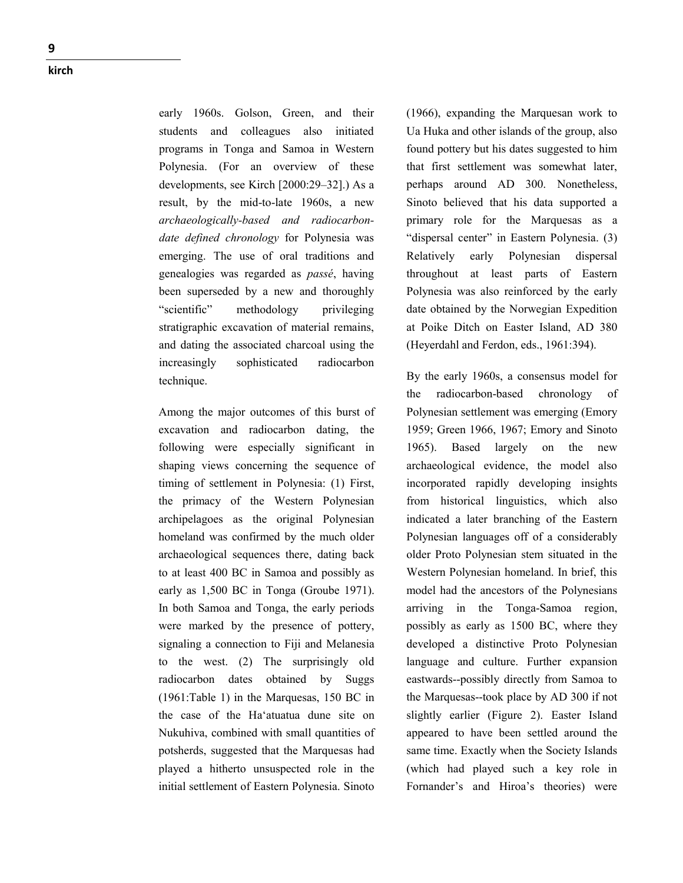early 1960s. Golson, Green, and their students and colleagues also initiated programs in Tonga and Samoa in Western Polynesia. (For an overview of these developments, see Kirch [2000:29–32].) As a result, by the mid-to-late 1960s, a new *archaeologically-based and radiocarbon-date defined chronology* for Polynesia was emerging. The use of oral traditions and genealogies was regarded as *passé*, having been superseded by a new and thoroughly "scientific" methodology privileging stratigraphic excavation of material remains, and dating the associated charcoal using the increasingly sophisticated radiocarbon technique.

Among the major outcomes of this burst of excavation and radiocarbon dating, the following were especially significant in shaping views concerning the sequence of timing of settlement in Polynesia: (1) First, the primacy of the Western Polynesian archipelagoes as the original Polynesian homeland was confirmed by the much older archaeological sequences there, dating back to at least 400 BC in Samoa and possibly as early as 1,500 BC in Tonga (Groube 1971). In both Samoa and Tonga, the early periods were marked by the presence of pottery, signaling a connection to Fiji and Melanesia to the west. (2) The surprisingly old radiocarbon dates obtained by Suggs (1961:Table 1) in the Marquesas, 150 BC in the case of the Ha'atuatua dune site on Nukuhiva, combined with small quantities of potsherds, suggested that the Marquesas had played a hitherto unsuspected role in the initial settlement of Eastern Polynesia. Sinoto (1966), expanding the Marquesan work to Ua Huka and other islands of the group, also found pottery but his dates suggested to him that first settlement was somewhat later, perhaps around AD 300. Nonetheless, Sinoto believed that his data supported a primary role for the Marquesas as a "dispersal center" in Eastern Polynesia. (3) Relatively early Polynesian dispersal throughout at least parts of Eastern Polynesia was also reinforced by the early date obtained by the Norwegian Expedition at Poike Ditch on Easter Island, AD 380 (Heyerdahl and Ferdon, eds., 1961:394).

By the early 1960s, a consensus model for the radiocarbon-based chronology of Polynesian settlement was emerging (Emory 1959; Green 1966, 1967; Emory and Sinoto 1965). Based largely on the new archaeological evidence, the model also incorporated rapidly developing insights from historical linguistics, which also indicated a later branching of the Eastern Polynesian languages off of a considerably older Proto Polynesian stem situated in the Western Polynesian homeland. In brief, this model had the ancestors of the Polynesians arriving in the Tonga-Samoa region, possibly as early as 1500 BC, where they developed a distinctive Proto Polynesian language and culture. Further expansion eastwards--possibly directly from Samoa to the Marquesas--took place by AD 300 if not slightly earlier (Figure 2). Easter Island appeared to have been settled around the same time. Exactly when the Society Islands (which had played such a key role in Fornander's and Hiroa's theories) were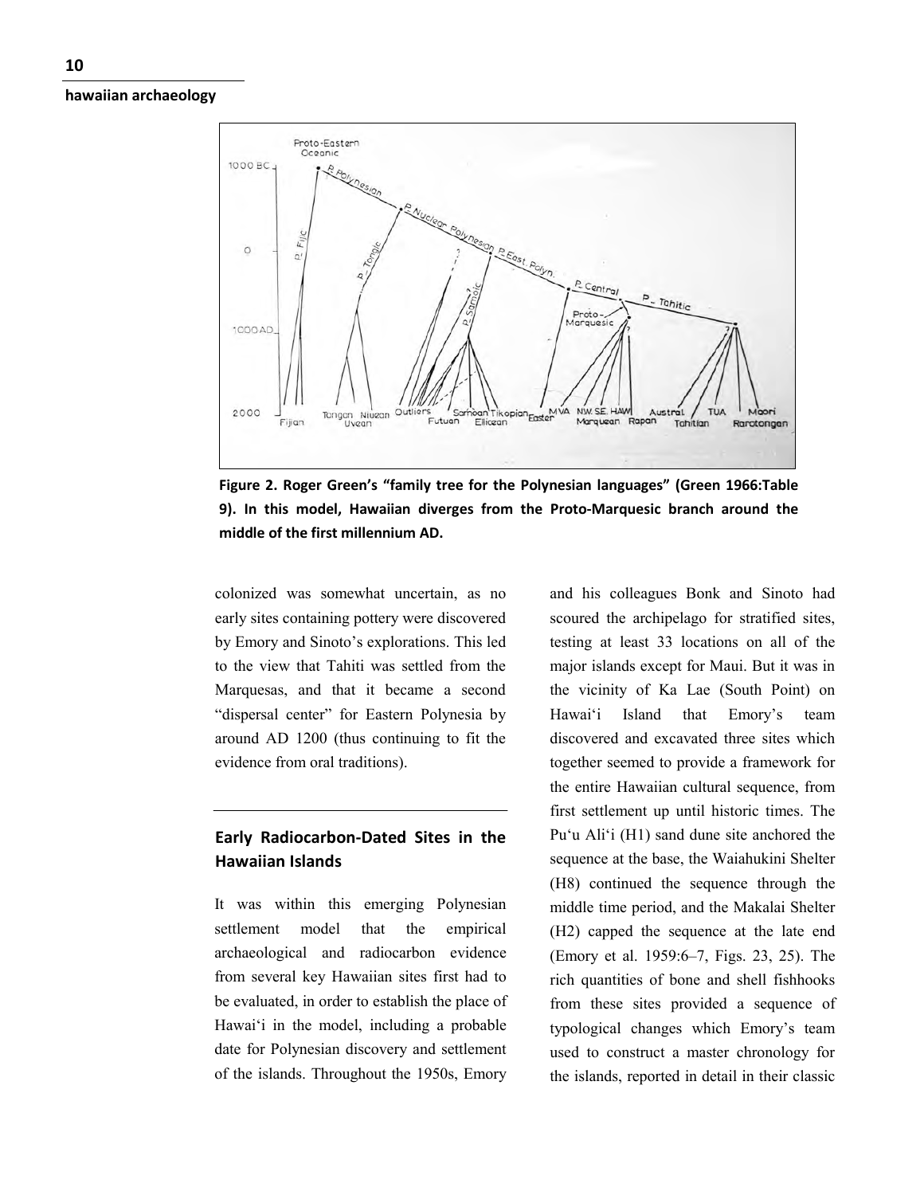Figure 2. Roger Green's "family tree for the Polynesian languages" (Green 1966:Table 9). In this model, Hawaiian diverges from the Proto-Marquesic branch around the middle of the first millennium AD.

colonized was somewhat uncertain, as no early sites containing pottery were discovered by Emory and Sinoto's explorations. This led to the view that Tahiti was settled from the Marquesas, and that it became a second "dispersal center" for Eastern Polynesia by around AD 1200 (thus continuing to fit the evidence from oral traditions).

## Early Radiocarbon-Dated Sites in the Hawaiian Islands

It was within this emerging Polynesian settlement model that the empirical archaeological and radiocarbon evidence from several key Hawaiian sites first had to be evaluated, in order to establish the place of Hawai'i in the model, including a probable date for Polynesian discovery and settlement of the islands. Throughout the 1950s, Emory and his colleagues Bonk and Sinoto had scoured the archipelago for stratified sites, testing at least 33 locations on all of the major islands except for Maui. But it was in the vicinity of Ka Lae (South Point) on Hawai'i Island that Emory's team discovered and excavated three sites which together seemed to provide a framework for the entire Hawaiian cultural sequence, from first settlement up until historic times. The Pu'u Ali'i (H1) sand dune site anchored the sequence at the base, the Waiahukini Shelter (H8) continued the sequence through the middle time period, and the Makalai Shelter (H2) capped the sequence at the late end (Emory et al. 1959:6–7, Figs. 23, 25). The rich quantities of bone and shell fishhooks from these sites provided a sequence of typological changes which Emory's team used to construct a master chronology for the islands, reported in detail in their classic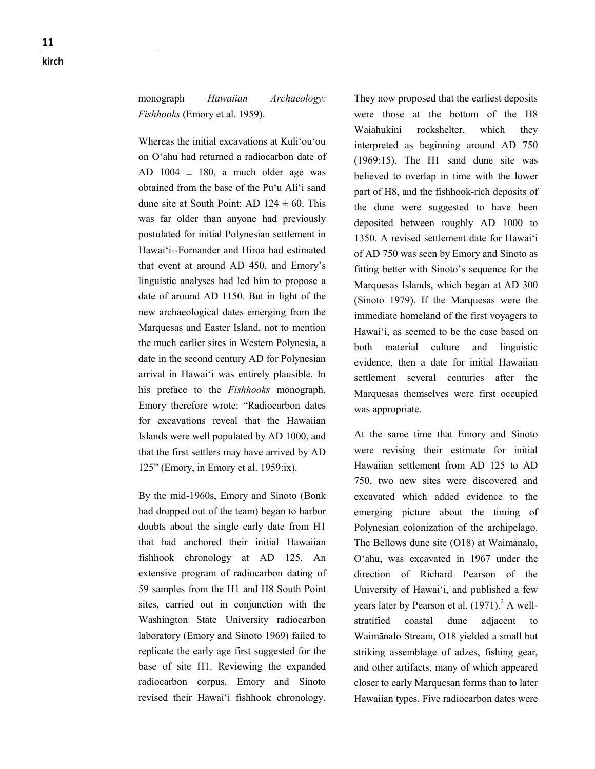monograph *Hawaiian Archaeology: Fishhooks* (Emory et al. 1959).

Whereas the initial excavations at Kuliʻouʻou on Oʻahu had returned a radiocarbon date of AD 1004 ± 180, a much older age was obtained from the base of the Puʻu Aliʻi sand dune site at South Point: AD 124 ± 60. This was far older than anyone had previously postulated for initial Polynesian settlement in Hawaiʻi--Fornander and Hiroa had estimated that event at around AD 450, and Emory's linguistic analyses had led him to propose a date of around AD 1150. But in light of the new archaeological dates emerging from the Marquesas and Easter Island, not to mention the much earlier sites in Western Polynesia, a date in the second century AD for Polynesian arrival in Hawaiʻi was entirely plausible. In his preface to the *Fishhooks* monograph, Emory therefore wrote: "Radiocarbon dates for excavations reveal that the Hawaiian Islands were well populated by AD 1000, and that the first settlers may have arrived by AD 125" (Emory, in Emory et al. 1959:ix).

By the mid-1960s, Emory and Sinoto (Bonk had dropped out of the team) began to harbor doubts about the single early date from H1 that had anchored their initial Hawaiian fishhook chronology at AD 125. An extensive program of radiocarbon dating of 59 samples from the H1 and H8 South Point sites, carried out in conjunction with the Washington State University radiocarbon laboratory (Emory and Sinoto 1969) failed to replicate the early age first suggested for the base of site H1. Reviewing the expanded radiocarbon corpus, Emory and Sinoto revised their Hawaiʻi fishhook chronology. They now proposed that the earliest deposits were those at the bottom of the H8 Waiahukini rockshelter, which they interpreted as beginning around AD 750 (1969:15). The H1 sand dune site was believed to overlap in time with the lower part of H8, and the fishhook-rich deposits of the dune were suggested to have been deposited between roughly AD 1000 to 1350. A revised settlement date for Hawaiʻi of AD 750 was seen by Emory and Sinoto as fitting better with Sinoto's sequence for the Marquesas Islands, which began at AD 300 (Sinoto 1979). If the Marquesas were the immediate homeland of the first voyagers to Hawaiʻi, as seemed to be the case based on both material culture and linguistic evidence, then a date for initial Hawaiian settlement several centuries after the Marquesas themselves were first occupied was appropriate.

At the same time that Emory and Sinoto were revising their estimate for initial Hawaiian settlement from AD 125 to AD 750, two new sites were discovered and excavated which added evidence to the emerging picture about the timing of Polynesian colonization of the archipelago. The Bellows dune site (O18) at Waimānalo, Oʻahu, was excavated in 1967 under the direction of Richard Pearson of the University of Hawaiʻi, and published a few years later by Pearson et al. (1971).[2] A well-stratified coastal dune adjacent to Waimānalo Stream, O18 yielded a small but striking assemblage of adzes, fishing gear, and other artifacts, many of which appeared closer to early Marquesan forms than to later Hawaiian types. Five radiocarbon dates were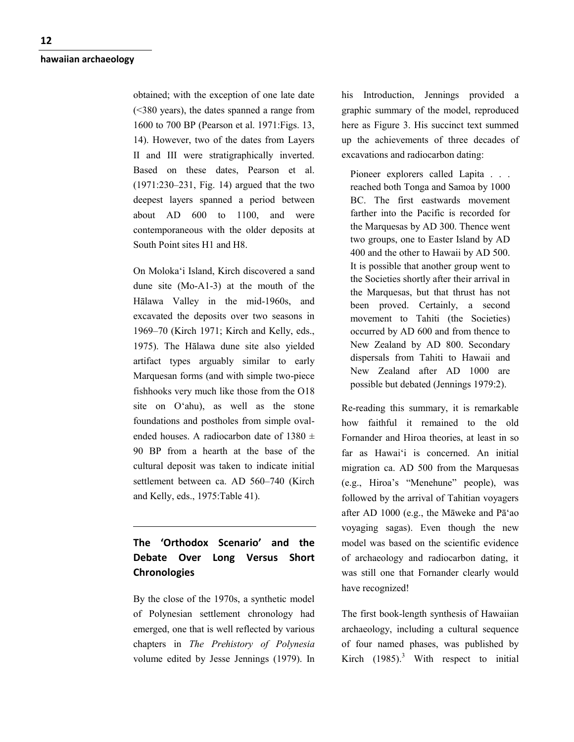obtained; with the exception of one late date (<380 years), the dates spanned a range from 1600 to 700 BP (Pearson et al. 1971:Figs. 13, 14). However, two of the dates from Layers II and III were stratigraphically inverted. Based on these dates, Pearson et al. (1971:230–231, Fig. 14) argued that the two deepest layers spanned a period between about AD 600 to 1100, and were contemporaneous with the older deposits at South Point sites H1 and H8.

On Molokaʻi Island, Kirch discovered a sand dune site (Mo-A1-3) at the mouth of the Hālawa Valley in the mid-1960s, and excavated the deposits over two seasons in 1969–70 (Kirch 1971; Kirch and Kelly, eds., 1975). The Hālawa dune site also yielded artifact types arguably similar to early Marquesan forms (and with simple two-piece fishhooks very much like those from the O18 site on Oʻahu), as well as the stone foundations and postholes from simple oval-ended houses. A radiocarbon date of 1380 ± 90 BP from a hearth at the base of the cultural deposit was taken to indicate initial settlement between ca. AD 560–740 (Kirch and Kelly, eds., 1975:Table 41).

## The 'Orthodox Scenario' and the Debate Over Long Versus Short Chronologies

By the close of the 1970s, a synthetic model of Polynesian settlement chronology had emerged, one that is well reflected by various chapters in *The Prehistory of Polynesia* volume edited by Jesse Jennings (1979). In his Introduction, Jennings provided a graphic summary of the model, reproduced here as Figure 3. His succinct text summed up the achievements of three decades of excavations and radiocarbon dating:

> Pioneer explorers called Lapita . . . reached both Tonga and Samoa by 1000 BC. The first eastwards movement farther into the Pacific is recorded for the Marquesas by AD 300. Thence went two groups, one to Easter Island by AD 400 and the other to Hawaii by AD 500. It is possible that another group went to the Societies shortly after their arrival in the Marquesas, but that thrust has not been proved. Certainly, a second movement to Tahiti (the Societies) occurred by AD 600 and from thence to New Zealand by AD 800. Secondary dispersals from Tahiti to Hawaii and New Zealand after AD 1000 are possible but debated (Jennings 1979:2).

Re-reading this summary, it is remarkable how faithful it remained to the old Fornander and Hiroa theories, at least in so far as Hawaiʻi is concerned. An initial migration ca. AD 500 from the Marquesas (e.g., Hiroa's "Menehune" people), was followed by the arrival of Tahitian voyagers after AD 1000 (e.g., the Māweke and Pāʻao voyaging sagas). Even though the new model was based on the scientific evidence of archaeology and radiocarbon dating, it was still one that Fornander clearly would have recognized!

The first book-length synthesis of Hawaiian archaeology, including a cultural sequence of four named phases, was published by Kirch (1985).[3] With respect to initial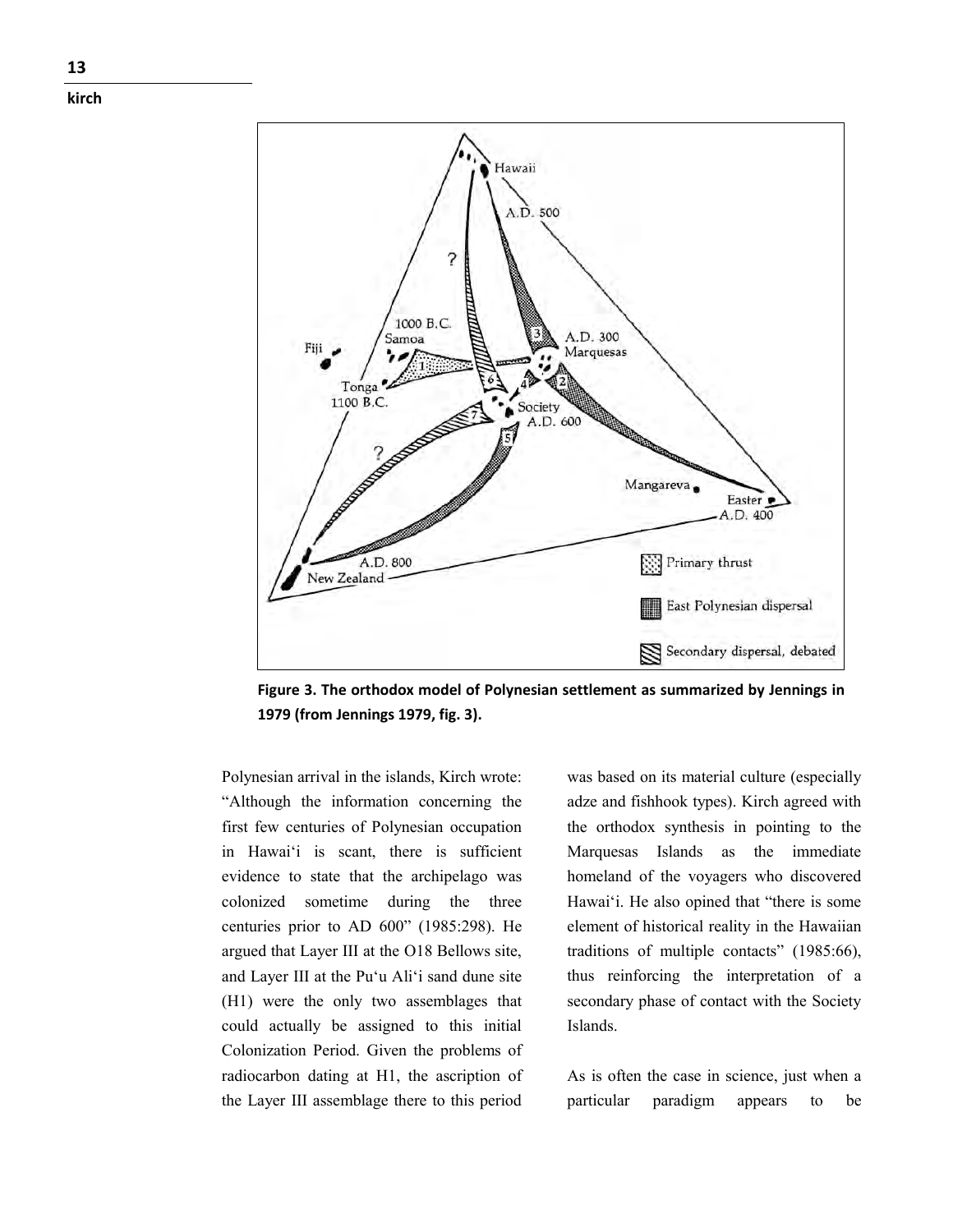Figure 3. The orthodox model of Polynesian settlement as summarized by Jennings in 1979 (from Jennings 1979, fig. 3).

Polynesian arrival in the islands, Kirch wrote: "Although the information concerning the first few centuries of Polynesian occupation in Hawai'i is scant, there is sufficient evidence to state that the archipelago was colonized sometime during the three centuries prior to AD 600" (1985:298). He argued that Layer III at the O18 Bellows site, and Layer III at the Pu'u Ali'i sand dune site (H1) were the only two assemblages that could actually be assigned to this initial Colonization Period. Given the problems of radiocarbon dating at H1, the ascription of the Layer III assemblage there to this period was based on its material culture (especially adze and fishhook types). Kirch agreed with the orthodox synthesis in pointing to the Marquesas Islands as the immediate homeland of the voyagers who discovered Hawai'i. He also opined that "there is some element of historical reality in the Hawaiian traditions of multiple contacts" (1985:66), thus reinforcing the interpretation of a secondary phase of contact with the Society Islands.

As is often the case in science, just when a particular paradigm appears to be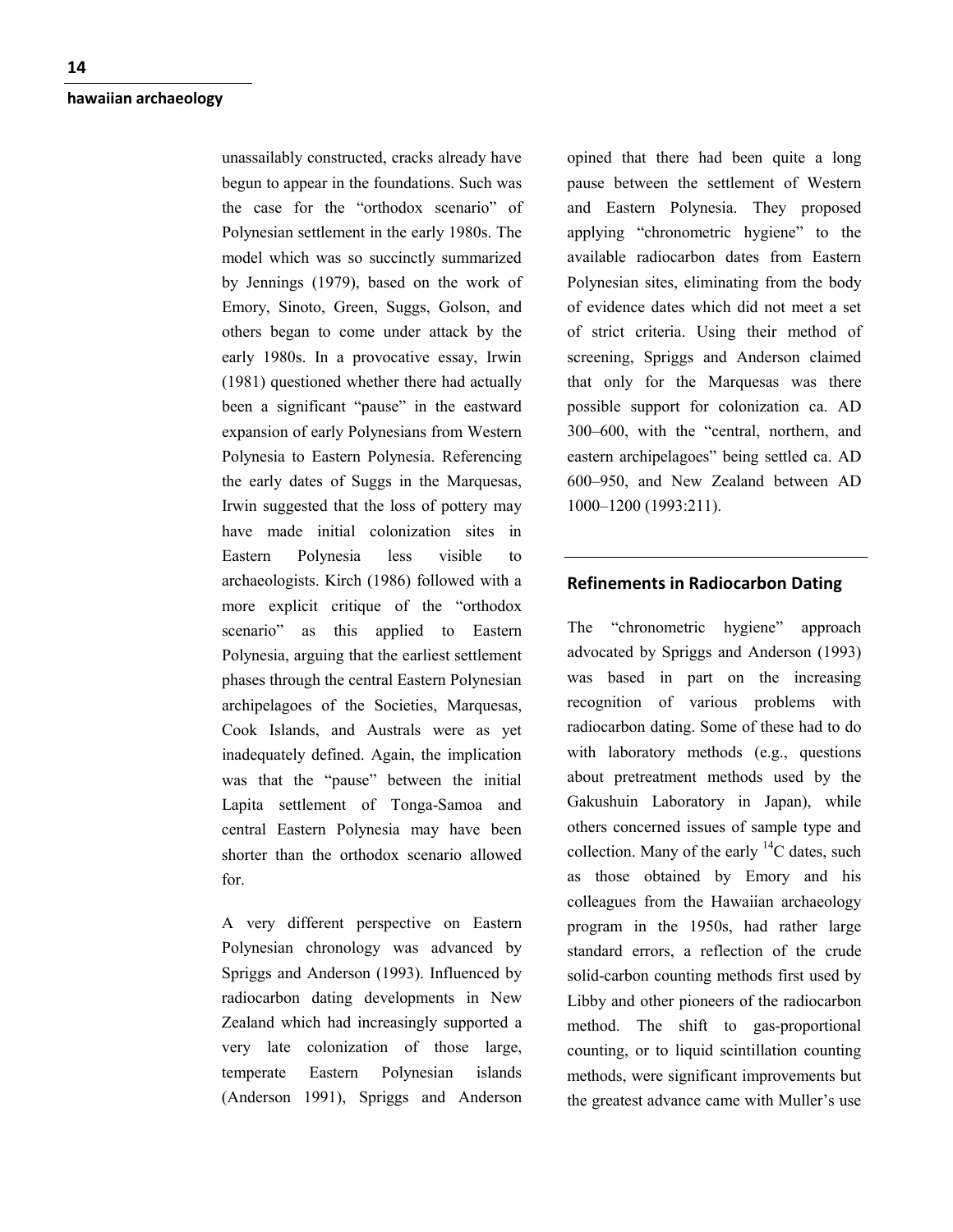unassailably constructed, cracks already have begun to appear in the foundations. Such was the case for the "orthodox scenario" of Polynesian settlement in the early 1980s. The model which was so succinctly summarized by Jennings (1979), based on the work of Emory, Sinoto, Green, Suggs, Golson, and others began to come under attack by the early 1980s. In a provocative essay, Irwin (1981) questioned whether there had actually been a significant "pause" in the eastward expansion of early Polynesians from Western Polynesia to Eastern Polynesia. Referencing the early dates of Suggs in the Marquesas, Irwin suggested that the loss of pottery may have made initial colonization sites in Eastern Polynesia less visible to archaeologists. Kirch (1986) followed with a more explicit critique of the "orthodox scenario" as this applied to Eastern Polynesia, arguing that the earliest settlement phases through the central Eastern Polynesian archipelagoes of the Societies, Marquesas, Cook Islands, and Australs were as yet inadequately defined. Again, the implication was that the "pause" between the initial Lapita settlement of Tonga-Samoa and central Eastern Polynesia may have been shorter than the orthodox scenario allowed for.

A very different perspective on Eastern Polynesian chronology was advanced by Spriggs and Anderson (1993). Influenced by radiocarbon dating developments in New Zealand which had increasingly supported a very late colonization of those large, temperate Eastern Polynesian islands (Anderson 1991), Spriggs and Anderson opined that there had been quite a long pause between the settlement of Western and Eastern Polynesia. They proposed applying "chronometric hygiene" to the available radiocarbon dates from Eastern Polynesian sites, eliminating from the body of evidence dates which did not meet a set of strict criteria. Using their method of screening, Spriggs and Anderson claimed that only for the Marquesas was there possible support for colonization ca. AD 300–600, with the "central, northern, and eastern archipelagoes" being settled ca. AD 600–950, and New Zealand between AD 1000–1200 (1993:211).

## Refinements in Radiocarbon Dating

The "chronometric hygiene" approach advocated by Spriggs and Anderson (1993) was based in part on the increasing recognition of various problems with radiocarbon dating. Some of these had to do with laboratory methods (e.g., questions about pretreatment methods used by the Gakushuin Laboratory in Japan), while others concerned issues of sample type and collection. Many of the early $^{14}C$ dates, such as those obtained by Emory and his colleagues from the Hawaiian archaeology program in the 1950s, had rather large standard errors, a reflection of the crude solid-carbon counting methods first used by Libby and other pioneers of the radiocarbon method. The shift to gas-proportional counting, or to liquid scintillation counting methods, were significant improvements but the greatest advance came with Muller's use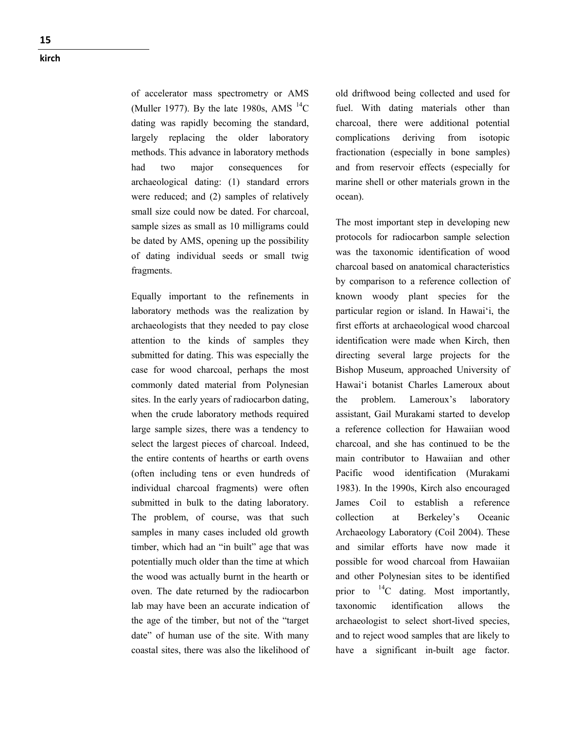of accelerator mass spectrometry or AMS (Muller 1977). By the late 1980s, AMS $^{14}C$ dating was rapidly becoming the standard, largely replacing the older laboratory methods. This advance in laboratory methods had two major consequences for archaeological dating: (1) standard errors were reduced; and (2) samples of relatively small size could now be dated. For charcoal, sample sizes as small as 10 milligrams could be dated by AMS, opening up the possibility of dating individual seeds or small twig fragments.

Equally important to the refinements in laboratory methods was the realization by archaeologists that they needed to pay close attention to the kinds of samples they submitted for dating. This was especially the case for wood charcoal, perhaps the most commonly dated material from Polynesian sites. In the early years of radiocarbon dating, when the crude laboratory methods required large sample sizes, there was a tendency to select the largest pieces of charcoal. Indeed, the entire contents of hearths or earth ovens (often including tens or even hundreds of individual charcoal fragments) were often submitted in bulk to the dating laboratory. The problem, of course, was that such samples in many cases included old growth timber, which had an "in built" age that was potentially much older than the time at which the wood was actually burnt in the hearth or oven. The date returned by the radiocarbon lab may have been an accurate indication of the age of the timber, but not of the "target date" of human use of the site. With many coastal sites, there was also the likelihood of old driftwood being collected and used for fuel. With dating materials other than charcoal, there were additional potential complications deriving from isotopic fractionation (especially in bone samples) and from reservoir effects (especially for marine shell or other materials grown in the ocean).

The most important step in developing new protocols for radiocarbon sample selection was the taxonomic identification of wood charcoal based on anatomical characteristics by comparison to a reference collection of known woody plant species for the particular region or island. In Hawai‘i, the first efforts at archaeological wood charcoal identification were made when Kirch, then directing several large projects for the Bishop Museum, approached University of Hawai‘i botanist Charles Lameroux about the problem. Lameroux's laboratory assistant, Gail Murakami started to develop a reference collection for Hawaiian wood charcoal, and she has continued to be the main contributor to Hawaiian and other Pacific wood identification (Murakami 1983). In the 1990s, Kirch also encouraged James Coil to establish a reference collection at Berkeley's Oceanic Archaeology Laboratory (Coil 2004). These and similar efforts have now made it possible for wood charcoal from Hawaiian and other Polynesian sites to be identified prior to $^{14}C$ dating. Most importantly, taxonomic identification allows the archaeologist to select short-lived species, and to reject wood samples that are likely to have a significant in-built age factor.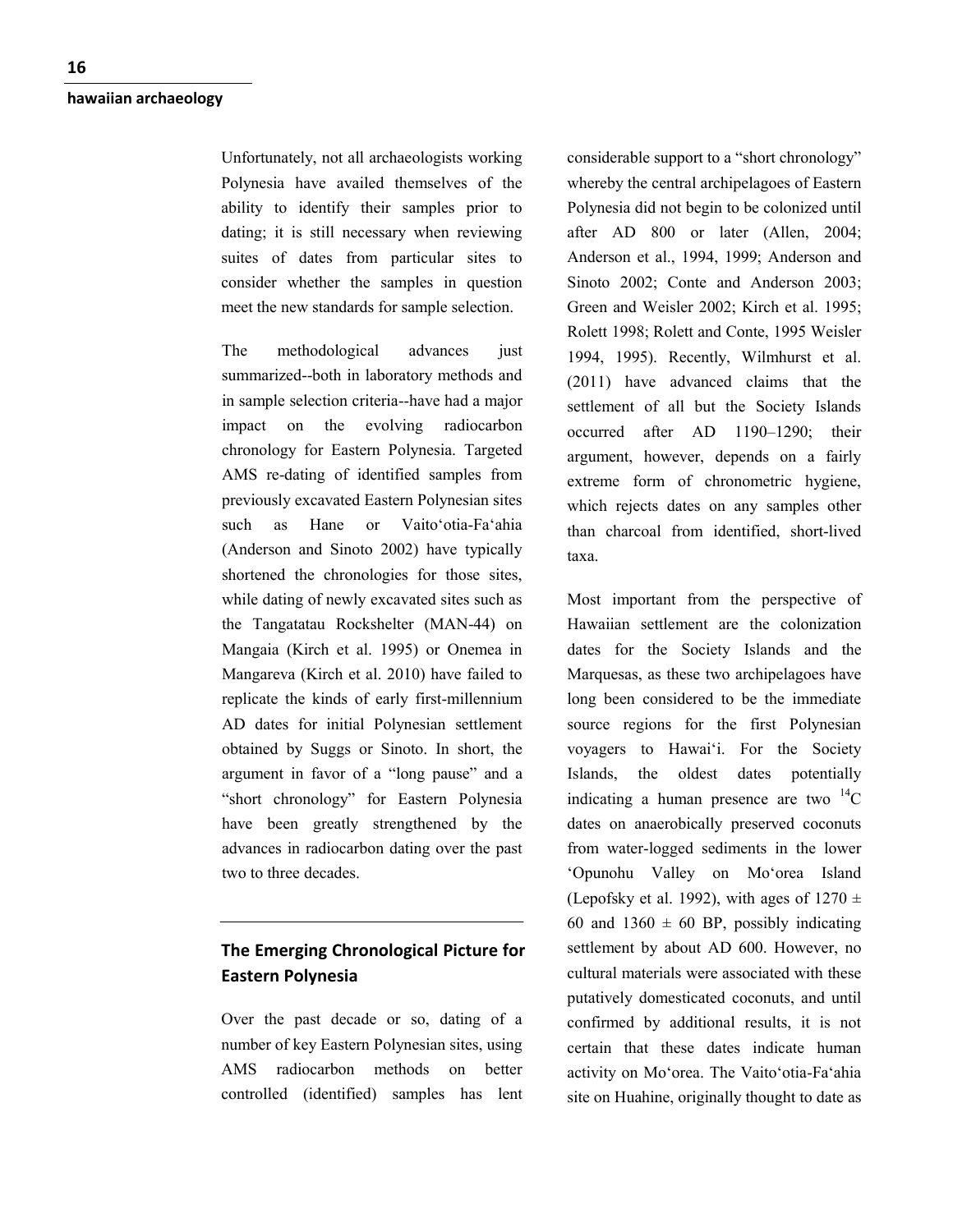Unfortunately, not all archaeologists working Polynesia have availed themselves of the ability to identify their samples prior to dating; it is still necessary when reviewing suites of dates from particular sites to consider whether the samples in question meet the new standards for sample selection.

The methodological advances just summarized--both in laboratory methods and in sample selection criteria--have had a major impact on the evolving radiocarbon chronology for Eastern Polynesia. Targeted AMS re-dating of identified samples from previously excavated Eastern Polynesian sites such as Hane or Vaitoʻotia-Faʻahia (Anderson and Sinoto 2002) have typically shortened the chronologies for those sites, while dating of newly excavated sites such as the Tangatatau Rockshelter (MAN-44) on Mangaia (Kirch et al. 1995) or Onemea in Mangareva (Kirch et al. 2010) have failed to replicate the kinds of early first-millennium AD dates for initial Polynesian settlement obtained by Suggs or Sinoto. In short, the argument in favor of a "long pause" and a "short chronology" for Eastern Polynesia have been greatly strengthened by the advances in radiocarbon dating over the past two to three decades.

## The Emerging Chronological Picture for Eastern Polynesia

Over the past decade or so, dating of a number of key Eastern Polynesian sites, using AMS radiocarbon methods on better controlled (identified) samples has lent considerable support to a "short chronology" whereby the central archipelagoes of Eastern Polynesia did not begin to be colonized until after AD 800 or later (Allen, 2004; Anderson et al., 1994, 1999; Anderson and Sinoto 2002; Conte and Anderson 2003; Green and Weisler 2002; Kirch et al. 1995; Rolett 1998; Rolett and Conte, 1995 Weisler 1994, 1995). Recently, Wilmhurst et al. (2011) have advanced claims that the settlement of all but the Society Islands occurred after AD 1190–1290; their argument, however, depends on a fairly extreme form of chronometric hygiene, which rejects dates on any samples other than charcoal from identified, short-lived taxa.

Most important from the perspective of Hawaiian settlement are the colonization dates for the Society Islands and the Marquesas, as these two archipelagoes have long been considered to be the immediate source regions for the first Polynesian voyagers to Hawaiʻi. For the Society Islands, the oldest dates potentially indicating a human presence are two $^{14}C$ dates on anaerobically preserved coconuts from water-logged sediments in the lower ʻOpunohu Valley on Moʻorea Island (Lepofsky et al. 1992), with ages of $1270 \pm 60$ and $1360 \pm 60$ BP, possibly indicating settlement by about AD 600. However, no cultural materials were associated with these putatively domesticated coconuts, and until confirmed by additional results, it is not certain that these dates indicate human activity on Moʻorea. The Vaitoʻotia-Faʻahia site on Huahine, originally thought to date as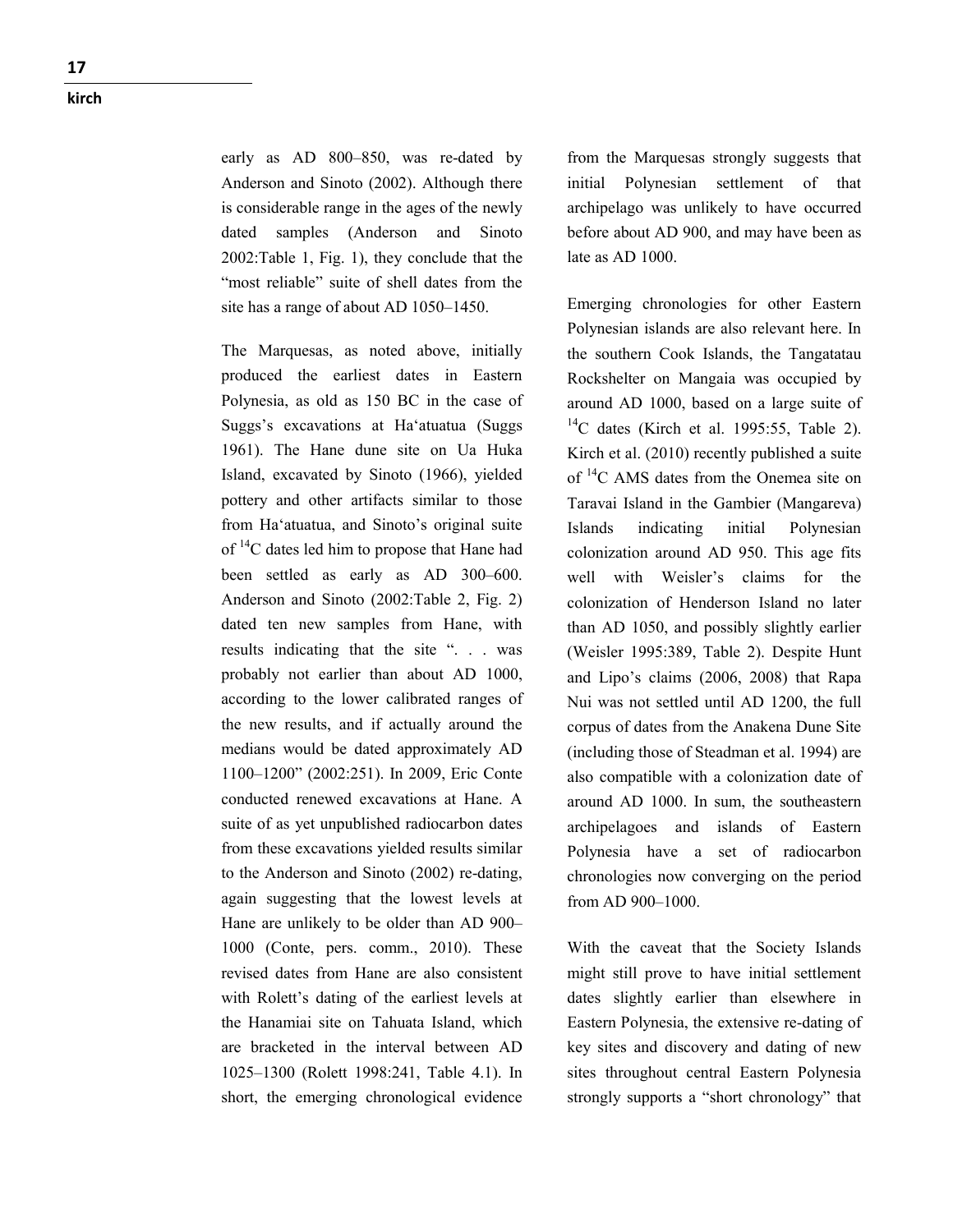early as AD 800–850, was re-dated by Anderson and Sinoto (2002). Although there is considerable range in the ages of the newly dated samples (Anderson and Sinoto 2002:Table 1, Fig. 1), they conclude that the "most reliable" suite of shell dates from the site has a range of about AD 1050–1450.

The Marquesas, as noted above, initially produced the earliest dates in Eastern Polynesia, as old as 150 BC in the case of Suggs's excavations at Ha'atuatua (Suggs 1961). The Hane dune site on Ua Huka Island, excavated by Sinoto (1966), yielded pottery and other artifacts similar to those from Ha'atuatua, and Sinoto's original suite of $^{14}C$ dates led him to propose that Hane had been settled as early as AD 300–600. Anderson and Sinoto (2002:Table 2, Fig. 2) dated ten new samples from Hane, with results indicating that the site ". . . was probably not earlier than about AD 1000, according to the lower calibrated ranges of the new results, and if actually around the medians would be dated approximately AD 1100–1200" (2002:251). In 2009, Eric Conte conducted renewed excavations at Hane. A suite of as yet unpublished radiocarbon dates from these excavations yielded results similar to the Anderson and Sinoto (2002) re-dating, again suggesting that the lowest levels at Hane are unlikely to be older than AD 900–1000 (Conte, pers. comm., 2010). These revised dates from Hane are also consistent with Rolett's dating of the earliest levels at the Hanamiai site on Tahuata Island, which are bracketed in the interval between AD 1025–1300 (Rolett 1998:241, Table 4.1). In short, the emerging chronological evidence from the Marquesas strongly suggests that initial Polynesian settlement of that archipelago was unlikely to have occurred before about AD 900, and may have been as late as AD 1000.

Emerging chronologies for other Eastern Polynesian islands are also relevant here. In the southern Cook Islands, the Tangatatau Rockshelter on Mangaia was occupied by around AD 1000, based on a large suite of $^{14}C$ dates (Kirch et al. 1995:55, Table 2). Kirch et al. (2010) recently published a suite of $^{14}C$ AMS dates from the Onemea site on Taravai Island in the Gambier (Mangareva) Islands indicating initial Polynesian colonization around AD 950. This age fits well with Weisler's claims for the colonization of Henderson Island no later than AD 1050, and possibly slightly earlier (Weisler 1995:389, Table 2). Despite Hunt and Lipo's claims (2006, 2008) that Rapa Nui was not settled until AD 1200, the full corpus of dates from the Anakena Dune Site (including those of Steadman et al. 1994) are also compatible with a colonization date of around AD 1000. In sum, the southeastern archipelagoes and islands of Eastern Polynesia have a set of radiocarbon chronologies now converging on the period from AD 900–1000.

With the caveat that the Society Islands might still prove to have initial settlement dates slightly earlier than elsewhere in Eastern Polynesia, the extensive re-dating of key sites and discovery and dating of new sites throughout central Eastern Polynesia strongly supports a "short chronology" that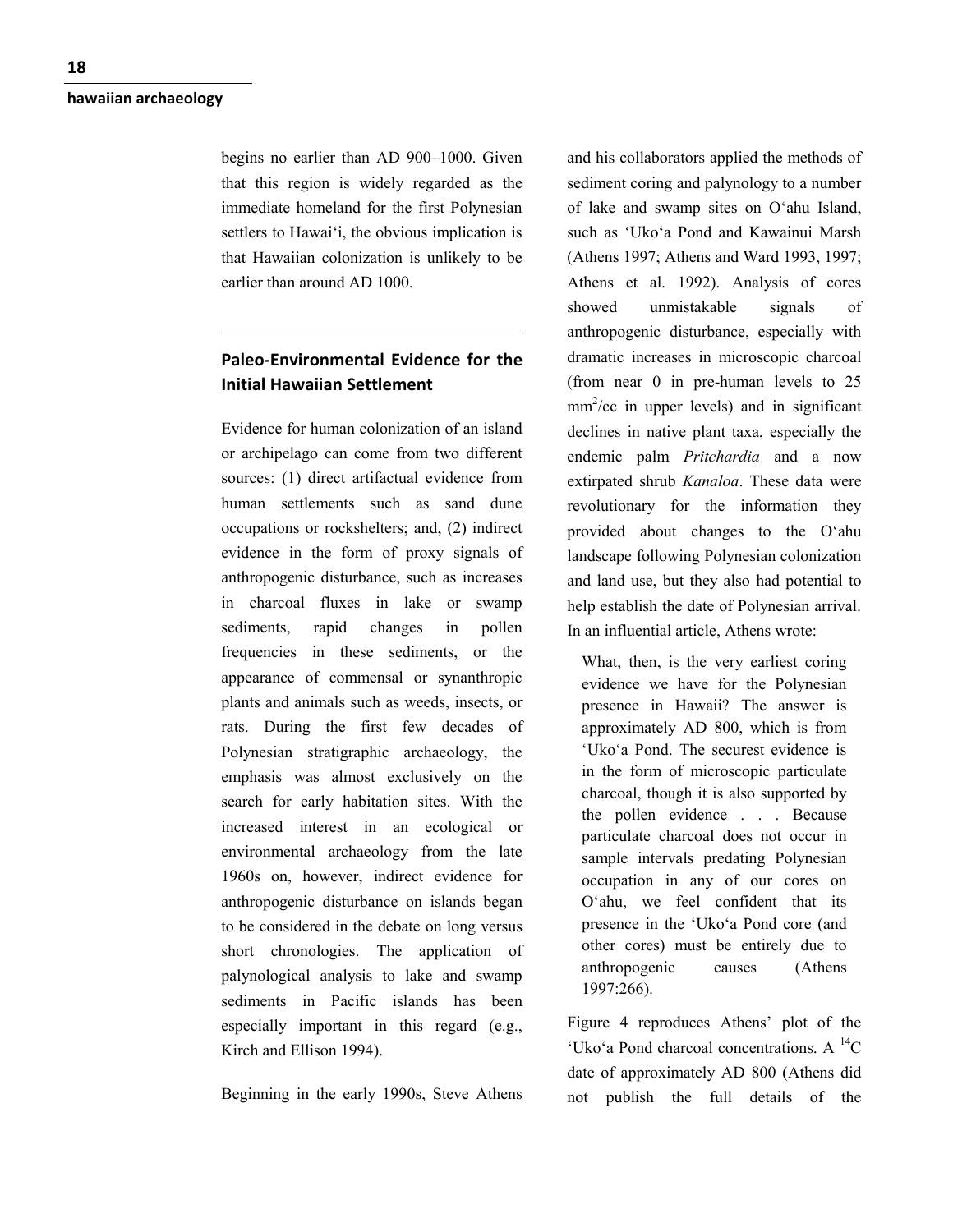begins no earlier than AD 900–1000. Given that this region is widely regarded as the immediate homeland for the first Polynesian settlers to Hawai'i, the obvious implication is that Hawaiian colonization is unlikely to be earlier than around AD 1000.

## Paleo-Environmental Evidence for the Initial Hawaiian Settlement

Evidence for human colonization of an island or archipelago can come from two different sources: (1) direct artifactual evidence from human settlements such as sand dune occupations or rockshelters; and, (2) indirect evidence in the form of proxy signals of anthropogenic disturbance, such as increases in charcoal fluxes in lake or swamp sediments, rapid changes in pollen frequencies in these sediments, or the appearance of commensal or synanthropic plants and animals such as weeds, insects, or rats. During the first few decades of Polynesian stratigraphic archaeology, the emphasis was almost exclusively on the search for early habitation sites. With the increased interest in an ecological or environmental archaeology from the late 1960s on, however, indirect evidence for anthropogenic disturbance on islands began to be considered in the debate on long versus short chronologies. The application of palynological analysis to lake and swamp sediments in Pacific islands has been especially important in this regard (e.g., Kirch and Ellison 1994).

Beginning in the early 1990s, Steve Athens and his collaborators applied the methods of sediment coring and palynology to a number of lake and swamp sites on O'ahu Island, such as 'Uko'a Pond and Kawainui Marsh (Athens 1997; Athens and Ward 1993, 1997; Athens et al. 1992). Analysis of cores showed unmistakable signals of anthropogenic disturbance, especially with dramatic increases in microscopic charcoal (from near 0 in pre-human levels to 25 $mm^2/cc$ in upper levels) and in significant declines in native plant taxa, especially the endemic palm *Pritchardia* and a now extirpated shrub *Kanaloa*. These data were revolutionary for the information they provided about changes to the O'ahu landscape following Polynesian colonization and land use, but they also had potential to help establish the date of Polynesian arrival. In an influential article, Athens wrote:

> What, then, is the very earliest coring evidence we have for the Polynesian presence in Hawaii? The answer is approximately AD 800, which is from 'Uko'a Pond. The securest evidence is in the form of microscopic particulate charcoal, though it is also supported by the pollen evidence . . . Because particulate charcoal does not occur in sample intervals predating Polynesian occupation in any of our cores on O'ahu, we feel confident that its presence in the 'Uko'a Pond core (and other cores) must be entirely due to anthropogenic causes (Athens 1997:266).

Figure 4 reproduces Athens' plot of the 'Uko'a Pond charcoal concentrations. A $^{14}C$ date of approximately AD 800 (Athens did not publish the full details of the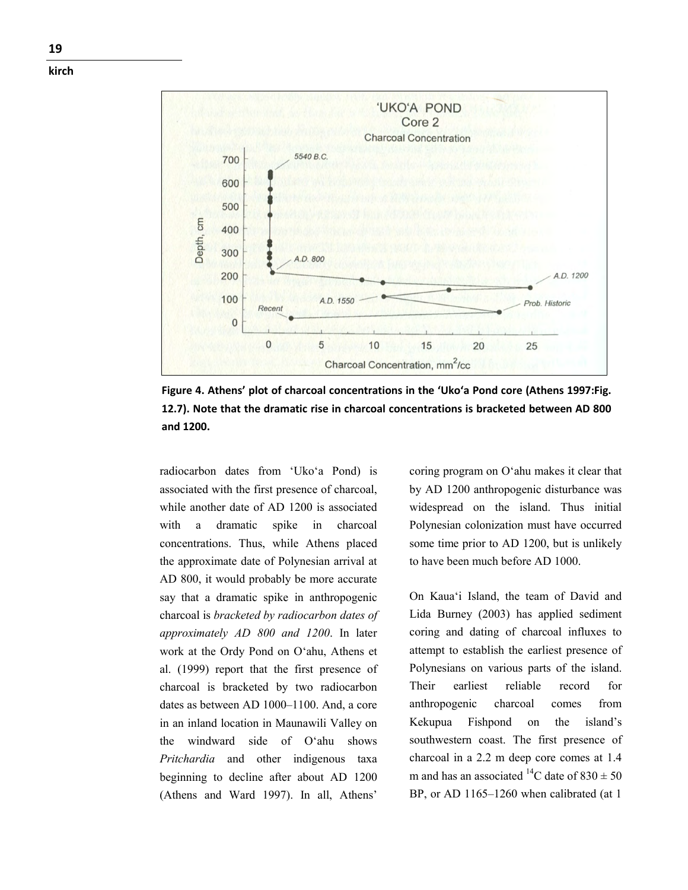**Figure 4. Athens' plot of charcoal concentrations in the 'Uko'a Pond core (Athens 1997:Fig. 12.7). Note that the dramatic rise in charcoal concentrations is bracketed between AD 800 and 1200.**

radiocarbon dates from 'Uko'a Pond) is associated with the first presence of charcoal, while another date of AD 1200 is associated with a dramatic spike in charcoal concentrations. Thus, while Athens placed the approximate date of Polynesian arrival at AD 800, it would probably be more accurate say that a dramatic spike in anthropogenic charcoal is *bracketed by radiocarbon dates of approximately AD 800 and 1200*. In later work at the Ordy Pond on O'ahu, Athens et al. (1999) report that the first presence of charcoal is bracketed by two radiocarbon dates as between AD 1000–1100. And, a core in an inland location in Maunawili Valley on the windward side of O'ahu shows *Pritchardia* and other indigenous taxa beginning to decline after about AD 1200 (Athens and Ward 1997). In all, Athens' coring program on O'ahu makes it clear that by AD 1200 anthropogenic disturbance was widespread on the island. Thus initial Polynesian colonization must have occurred some time prior to AD 1200, but is unlikely to have been much before AD 1000.

On Kaua'i Island, the team of David and Lida Burney (2003) has applied sediment coring and dating of charcoal influxes to attempt to establish the earliest presence of Polynesians on various parts of the island. Their earliest reliable record for anthropogenic charcoal comes from Kekupua Fishpond on the island's southwestern coast. The first presence of charcoal in a 2.2 m deep core comes at 1.4 m and has an associated $^{14}$C date of $830 \pm 50$ BP, or AD 1165–1260 when calibrated (at 1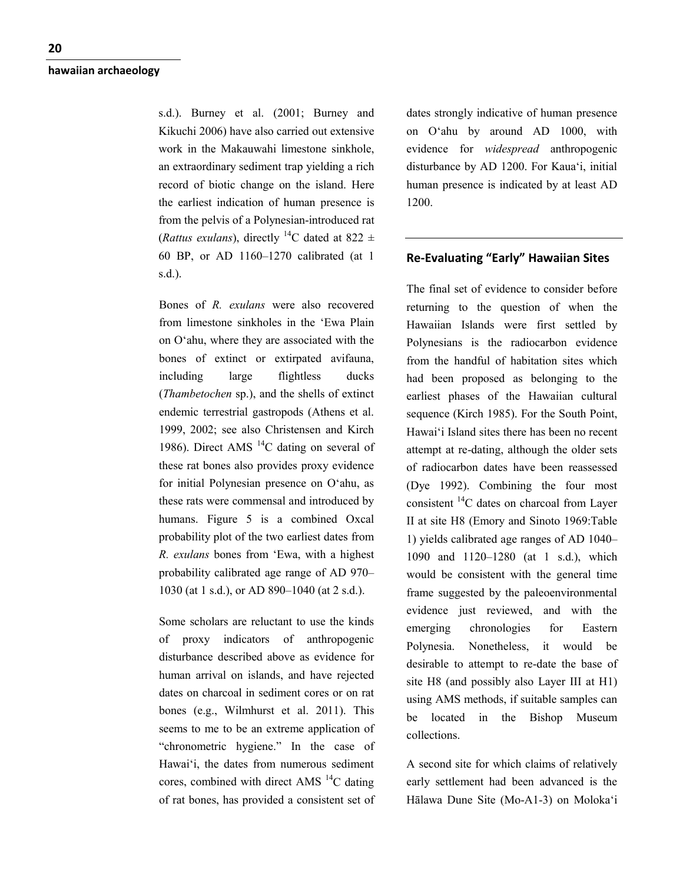s.d.). Burney et al. (2001; Burney and Kikuchi 2006) have also carried out extensive work in the Makauwahi limestone sinkhole, an extraordinary sediment trap yielding a rich record of biotic change on the island. Here the earliest indication of human presence is from the pelvis of a Polynesian-introduced rat (*Rattus exulans*), directly $^{14}C$ dated at 822 ± 60 BP, or AD 1160–1270 calibrated (at 1 s.d.).

Bones of *R. exulans* were also recovered from limestone sinkholes in the ʻEwa Plain on Oʻahu, where they are associated with the bones of extinct or extirpated avifauna, including large flightless ducks (*Thambetochen* sp.), and the shells of extinct endemic terrestrial gastropods (Athens et al. 1999, 2002; see also Christensen and Kirch 1986). Direct AMS $^{14}C$ dating on several of these rat bones also provides proxy evidence for initial Polynesian presence on Oʻahu, as these rats were commensal and introduced by humans. Figure 5 is a combined Oxcal probability plot of the two earliest dates from *R. exulans* bones from ʻEwa, with a highest probability calibrated age range of AD 970–1030 (at 1 s.d.), or AD 890–1040 (at 2 s.d.).

Some scholars are reluctant to use the kinds of proxy indicators of anthropogenic disturbance described above as evidence for human arrival on islands, and have rejected dates on charcoal in sediment cores or on rat bones (e.g., Wilmhurst et al. 2011). This seems to me to be an extreme application of "chronometric hygiene." In the case of Hawaiʻi, the dates from numerous sediment cores, combined with direct AMS $^{14}C$ dating of rat bones, has provided a consistent set of dates strongly indicative of human presence on Oʻahu by around AD 1000, with evidence for *widespread* anthropogenic disturbance by AD 1200. For Kauaʻi, initial human presence is indicated by at least AD 1200.

## Re-Evaluating "Early" Hawaiian Sites

The final set of evidence to consider before returning to the question of when the Hawaiian Islands were first settled by Polynesians is the radiocarbon evidence from the handful of habitation sites which had been proposed as belonging to the earliest phases of the Hawaiian cultural sequence (Kirch 1985). For the South Point, Hawaiʻi Island sites there has been no recent attempt at re-dating, although the older sets of radiocarbon dates have been reassessed (Dye 1992). Combining the four most consistent $^{14}C$ dates on charcoal from Layer II at site H8 (Emory and Sinoto 1969:Table 1) yields calibrated age ranges of AD 1040–1090 and 1120–1280 (at 1 s.d.), which would be consistent with the general time frame suggested by the paleoenvironmental evidence just reviewed, and with the emerging chronologies for Eastern Polynesia. Nonetheless, it would be desirable to attempt to re-date the base of site H8 (and possibly also Layer III at H1) using AMS methods, if suitable samples can be located in the Bishop Museum collections.

A second site for which claims of relatively early settlement had been advanced is the Hālawa Dune Site (Mo-A1-3) on Molokaʻi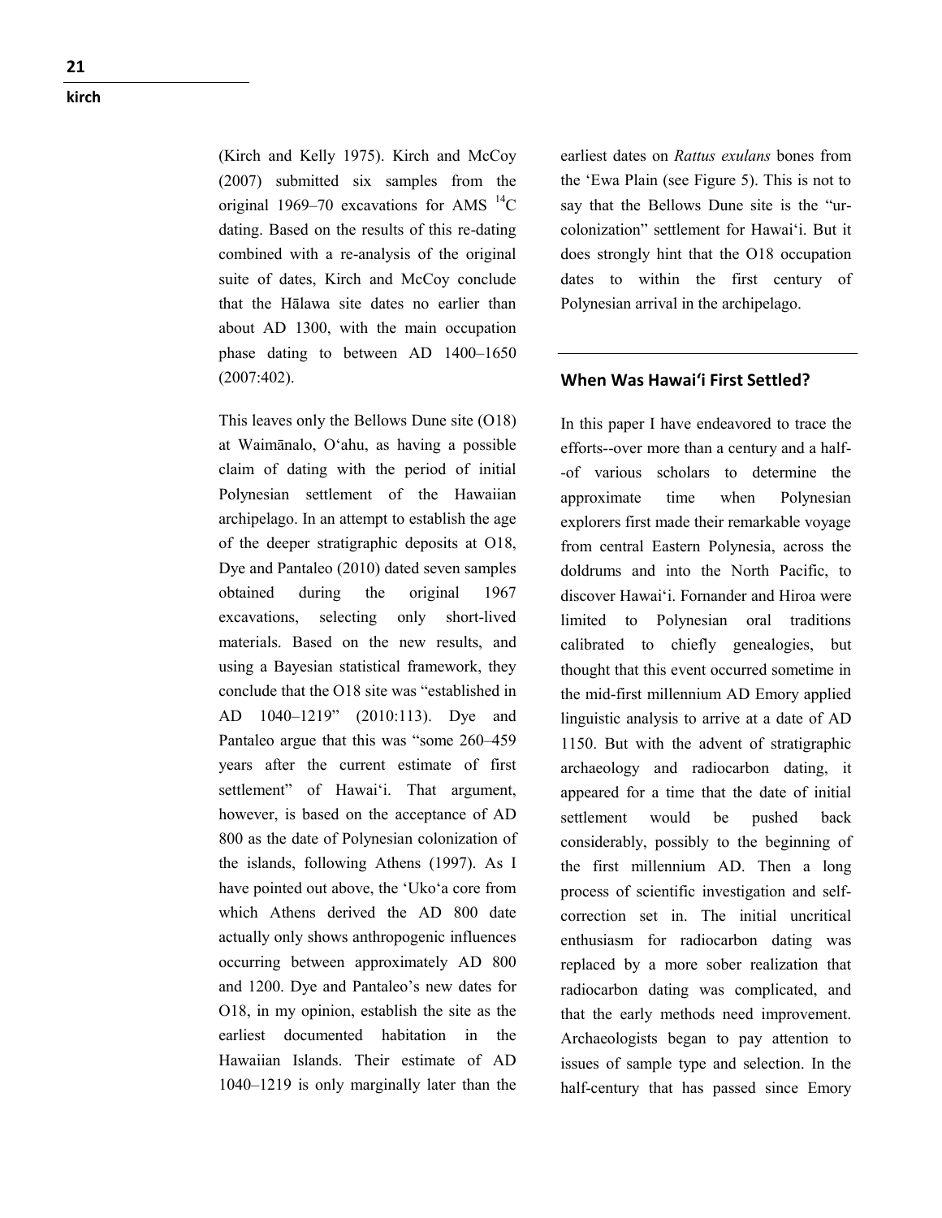(Kirch and Kelly 1975). Kirch and McCoy (2007) submitted six samples from the original 1969–70 excavations for AMS $^{14}C$ dating. Based on the results of this re-dating combined with a re-analysis of the original suite of dates, Kirch and McCoy conclude that the Hālawa site dates no earlier than about AD 1300, with the main occupation phase dating to between AD 1400–1650 (2007:402).

This leaves only the Bellows Dune site (O18) at Waimānalo, Oʻahu, as having a possible claim of dating with the period of initial Polynesian settlement of the Hawaiian archipelago. In an attempt to establish the age of the deeper stratigraphic deposits at O18, Dye and Pantaleo (2010) dated seven samples obtained during the original 1967 excavations, selecting only short-lived materials. Based on the new results, and using a Bayesian statistical framework, they conclude that the O18 site was "established in AD 1040–1219" (2010:113). Dye and Pantaleo argue that this was "some 260–459 years after the current estimate of first settlement" of Hawaiʻi. That argument, however, is based on the acceptance of AD 800 as the date of Polynesian colonization of the islands, following Athens (1997). As I have pointed out above, the ʻUkoʻa core from which Athens derived the AD 800 date actually only shows anthropogenic influences occurring between approximately AD 800 and 1200. Dye and Pantaleo's new dates for O18, in my opinion, establish the site as the earliest documented habitation in the Hawaiian Islands. Their estimate of AD 1040–1219 is only marginally later than the earliest dates on *Rattus exulans* bones from the ʻEwa Plain (see Figure 5). This is not to say that the Bellows Dune site is the "ur-colonization" settlement for Hawaiʻi. But it does strongly hint that the O18 occupation dates to within the first century of Polynesian arrival in the archipelago.

## When Was Hawaiʻi First Settled?

In this paper I have endeavored to trace the efforts--over more than a century and a half--of various scholars to determine the approximate time when Polynesian explorers first made their remarkable voyage from central Eastern Polynesia, across the doldrums and into the North Pacific, to discover Hawaiʻi. Fornander and Hiroa were limited to Polynesian oral traditions calibrated to chiefly genealogies, but thought that this event occurred sometime in the mid-first millennium AD Emory applied linguistic analysis to arrive at a date of AD 1150. But with the advent of stratigraphic archaeology and radiocarbon dating, it appeared for a time that the date of initial settlement would be pushed back considerably, possibly to the beginning of the first millennium AD. Then a long process of scientific investigation and self-correction set in. The initial uncritical enthusiasm for radiocarbon dating was replaced by a more sober realization that radiocarbon dating was complicated, and that the early methods need improvement. Archaeologists began to pay attention to issues of sample type and selection. In the half-century that has passed since Emory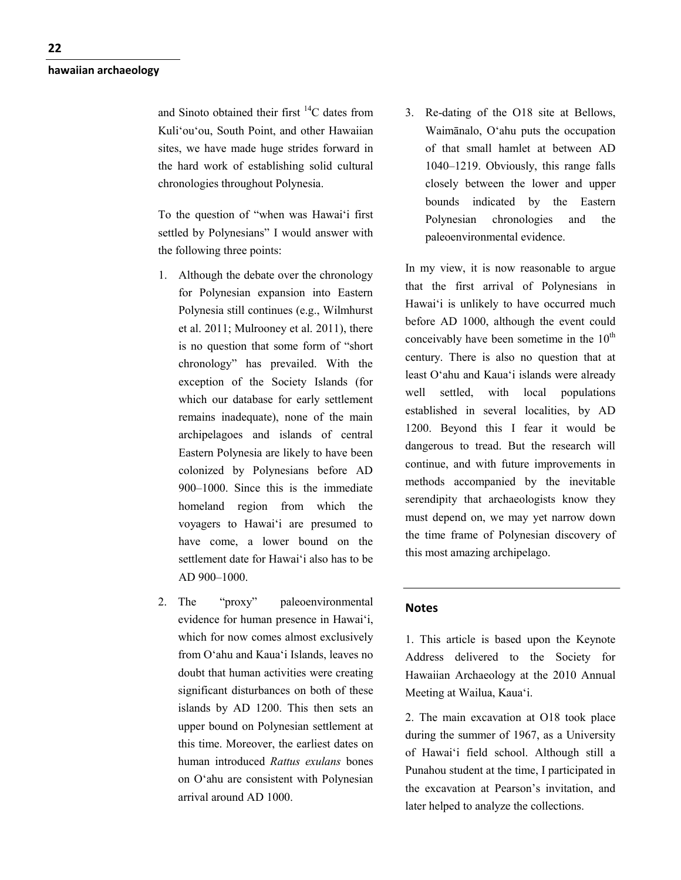and Sinoto obtained their first $^{14}C$ dates from Kuli‘ou‘ou, South Point, and other Hawaiian sites, we have made huge strides forward in the hard work of establishing solid cultural chronologies throughout Polynesia.

To the question of “when was Hawai‘i first settled by Polynesians” I would answer with the following three points:

1. Although the debate over the chronology for Polynesian expansion into Eastern Polynesia still continues (e.g., Wilmhurst et al. 2011; Mulrooney et al. 2011), there is no question that some form of “short chronology” has prevailed. With the exception of the Society Islands (for which our database for early settlement remains inadequate), none of the main archipelagoes and islands of central Eastern Polynesia are likely to have been colonized by Polynesians before AD 900–1000. Since this is the immediate homeland region from which the voyagers to Hawai‘i are presumed to have come, a lower bound on the settlement date for Hawai‘i also has to be AD 900–1000.
2. The “proxy” paleoenvironmental evidence for human presence in Hawai‘i, which for now comes almost exclusively from O‘ahu and Kaua‘i Islands, leaves no doubt that human activities were creating significant disturbances on both of these islands by AD 1200. This then sets an upper bound on Polynesian settlement at this time. Moreover, the earliest dates on human introduced *Rattus exulans* bones on O‘ahu are consistent with Polynesian arrival around AD 1000.
3. Re-dating of the O18 site at Bellows, Waimānalo, O‘ahu puts the occupation of that small hamlet at between AD 1040–1219. Obviously, this range falls closely between the lower and upper bounds indicated by the Eastern Polynesian chronologies and the paleoenvironmental evidence.

In my view, it is now reasonable to argue that the first arrival of Polynesians in Hawai‘i is unlikely to have occurred much before AD 1000, although the event could conceivably have been sometime in the 10th century. There is also no question that at least O‘ahu and Kaua‘i islands were already well settled, with local populations established in several localities, by AD 1200. Beyond this I fear it would be dangerous to tread. But the research will continue, and with future improvements in methods accompanied by the inevitable serendipity that archaeologists know they must depend on, we may yet narrow down the time frame of Polynesian discovery of this most amazing archipelago.

## Notes

1. This article is based upon the Keynote Address delivered to the Society for Hawaiian Archaeology at the 2010 Annual Meeting at Wailua, Kaua‘i.

2. The main excavation at O18 took place during the summer of 1967, as a University of Hawai‘i field school. Although still a Punahou student at the time, I participated in the excavation at Pearson’s invitation, and later helped to analyze the collections.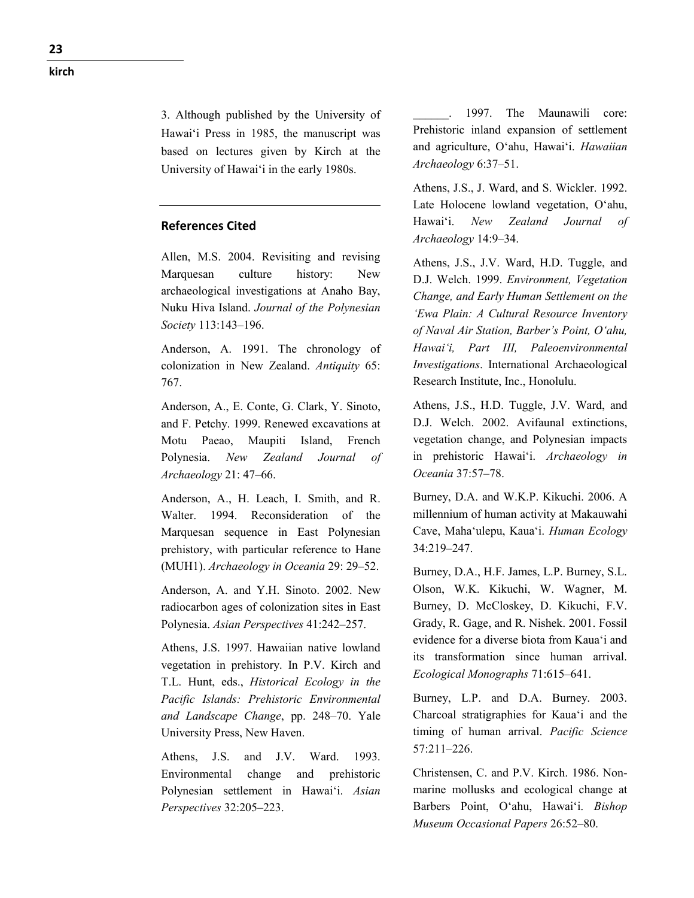3. Although published by the University of Hawaiʻi Press in 1985, the manuscript was based on lectures given by Kirch at the University of Hawaiʻi in the early 1980s.

---

## References Cited

Allen, M.S. 2004. Revisiting and revising Marquesan culture history: New archaeological investigations at Anaho Bay, Nuku Hiva Island. *Journal of the Polynesian Society* 113:143–196.

Anderson, A. 1991. The chronology of colonization in New Zealand. *Antiquity* 65: 767.

Anderson, A., E. Conte, G. Clark, Y. Sinoto, and F. Petchy. 1999. Renewed excavations at Motu Paeao, Maupiti Island, French Polynesia. *New Zealand Journal of Archaeology* 21: 47–66.

Anderson, A., H. Leach, I. Smith, and R. Walter. 1994. Reconsideration of the Marquesan sequence in East Polynesian prehistory, with particular reference to Hane (MUH1). *Archaeology in Oceania* 29: 29–52.

Anderson, A. and Y.H. Sinoto. 2002. New radiocarbon ages of colonization sites in East Polynesia. *Asian Perspectives* 41:242–257.

Athens, J.S. 1997. Hawaiian native lowland vegetation in prehistory. In P.V. Kirch and T.L. Hunt, eds., *Historical Ecology in the Pacific Islands: Prehistoric Environmental and Landscape Change*, pp. 248–70. Yale University Press, New Haven.

Athens, J.S. and J.V. Ward. 1993. Environmental change and prehistoric Polynesian settlement in Hawaiʻi. *Asian Perspectives* 32:205–223.

______. 1997. The Maunawili core: Prehistoric inland expansion of settlement and agriculture, Oʻahu, Hawaiʻi. *Hawaiian Archaeology* 6:37–51.

Athens, J.S., J. Ward, and S. Wickler. 1992. Late Holocene lowland vegetation, Oʻahu, Hawaiʻi. *New Zealand Journal of Archaeology* 14:9–34.

Athens, J.S., J.V. Ward, H.D. Tuggle, and D.J. Welch. 1999. *Environment, Vegetation Change, and Early Human Settlement on the ʻEwa Plain: A Cultural Resource Inventory of Naval Air Station, Barber's Point, Oʻahu, Hawaiʻi, Part III, Paleoenvironmental Investigations*. International Archaeological Research Institute, Inc., Honolulu.

Athens, J.S., H.D. Tuggle, J.V. Ward, and D.J. Welch. 2002. Avifaunal extinctions, vegetation change, and Polynesian impacts in prehistoric Hawaiʻi. *Archaeology in Oceania* 37:57–78.

Burney, D.A. and W.K.P. Kikuchi. 2006. A millennium of human activity at Makauwahi Cave, Mahaʻulepu, Kauaʻi. *Human Ecology* 34:219–247.

Burney, D.A., H.F. James, L.P. Burney, S.L. Olson, W.K. Kikuchi, W. Wagner, M. Burney, D. McCloskey, D. Kikuchi, F.V. Grady, R. Gage, and R. Nishek. 2001. Fossil evidence for a diverse biota from Kauaʻi and its transformation since human arrival. *Ecological Monographs* 71:615–641.

Burney, L.P. and D.A. Burney. 2003. Charcoal stratigraphies for Kauaʻi and the timing of human arrival. *Pacific Science* 57:211–226.

Christensen, C. and P.V. Kirch. 1986. Non-marine mollusks and ecological change at Barbers Point, Oʻahu, Hawaiʻi. *Bishop Museum Occasional Papers* 26:52–80.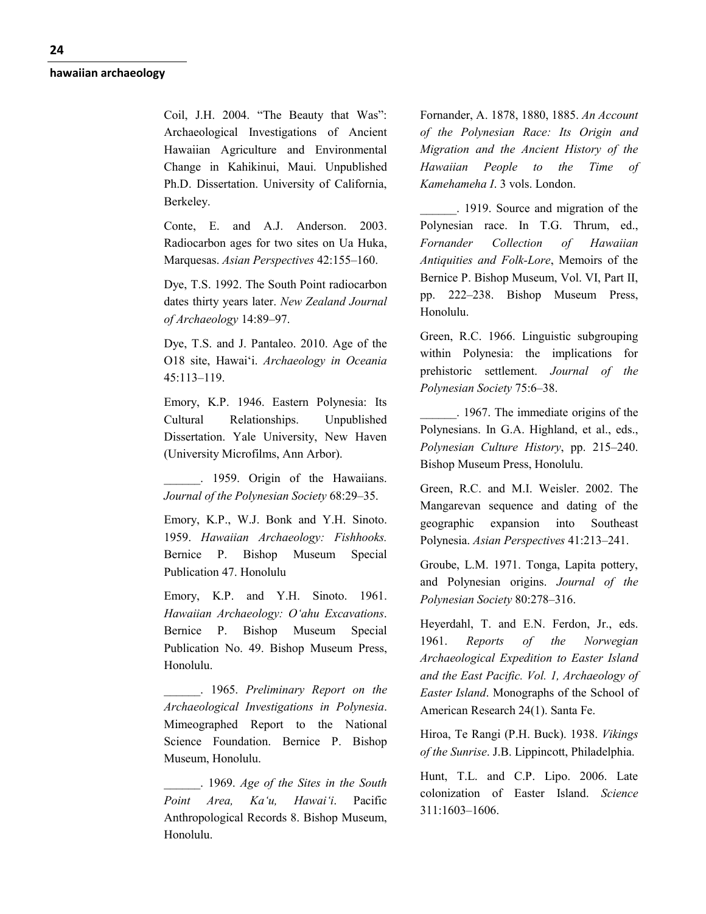Coil, J.H. 2004. "The Beauty that Was": Archaeological Investigations of Ancient Hawaiian Agriculture and Environmental Change in Kahikinui, Maui. Unpublished Ph.D. Dissertation. University of California, Berkeley.

Conte, E. and A.J. Anderson. 2003. Radiocarbon ages for two sites on Ua Huka, Marquesas. *Asian Perspectives* 42:155–160.

Dye, T.S. 1992. The South Point radiocarbon dates thirty years later. *New Zealand Journal of Archaeology* 14:89–97.

Dye, T.S. and J. Pantaleo. 2010. Age of the O18 site, Hawai'i. *Archaeology in Oceania* 45:113–119.

Emory, K.P. 1946. Eastern Polynesia: Its Cultural Relationships. Unpublished Dissertation. Yale University, New Haven (University Microfilms, Ann Arbor).

______. 1959. Origin of the Hawaiians. *Journal of the Polynesian Society* 68:29–35.

Emory, K.P., W.J. Bonk and Y.H. Sinoto. 1959. *Hawaiian Archaeology: Fishhooks.* Bernice P. Bishop Museum Special Publication 47. Honolulu

Emory, K.P. and Y.H. Sinoto. 1961. *Hawaiian Archaeology: O'ahu Excavations*. Bernice P. Bishop Museum Special Publication No. 49. Bishop Museum Press, Honolulu.

______. 1965. *Preliminary Report on the Archaeological Investigations in Polynesia*. Mimeographed Report to the National Science Foundation. Bernice P. Bishop Museum, Honolulu.

______. 1969. *Age of the Sites in the South Point Area, Ka'u, Hawai'i*. Pacific Anthropological Records 8. Bishop Museum, Honolulu.

Fornander, A. 1878, 1880, 1885. *An Account of the Polynesian Race: Its Origin and Migration and the Ancient History of the Hawaiian People to the Time of Kamehameha I*. 3 vols. London.

______. 1919. Source and migration of the Polynesian race. In T.G. Thrum, ed., *Fornander Collection of Hawaiian Antiquities and Folk-Lore*, Memoirs of the Bernice P. Bishop Museum, Vol. VI, Part II, pp. 222–238. Bishop Museum Press, Honolulu.

Green, R.C. 1966. Linguistic subgrouping within Polynesia: the implications for prehistoric settlement. *Journal of the Polynesian Society* 75:6–38.

______. 1967. The immediate origins of the Polynesians. In G.A. Highland, et al., eds., *Polynesian Culture History*, pp. 215–240. Bishop Museum Press, Honolulu.

Green, R.C. and M.I. Weisler. 2002. The Mangarevan sequence and dating of the geographic expansion into Southeast Polynesia. *Asian Perspectives* 41:213–241.

Groube, L.M. 1971. Tonga, Lapita pottery, and Polynesian origins. *Journal of the Polynesian Society* 80:278–316.

Heyerdahl, T. and E.N. Ferdon, Jr., eds. 1961. *Reports of the Norwegian Archaeological Expedition to Easter Island and the East Pacific. Vol. 1, Archaeology of Easter Island*. Monographs of the School of American Research 24(1). Santa Fe.

Hiroa, Te Rangi (P.H. Buck). 1938. *Vikings of the Sunrise*. J.B. Lippincott, Philadelphia.

Hunt, T.L. and C.P. Lipo. 2006. Late colonization of Easter Island. *Science* 311:1603–1606.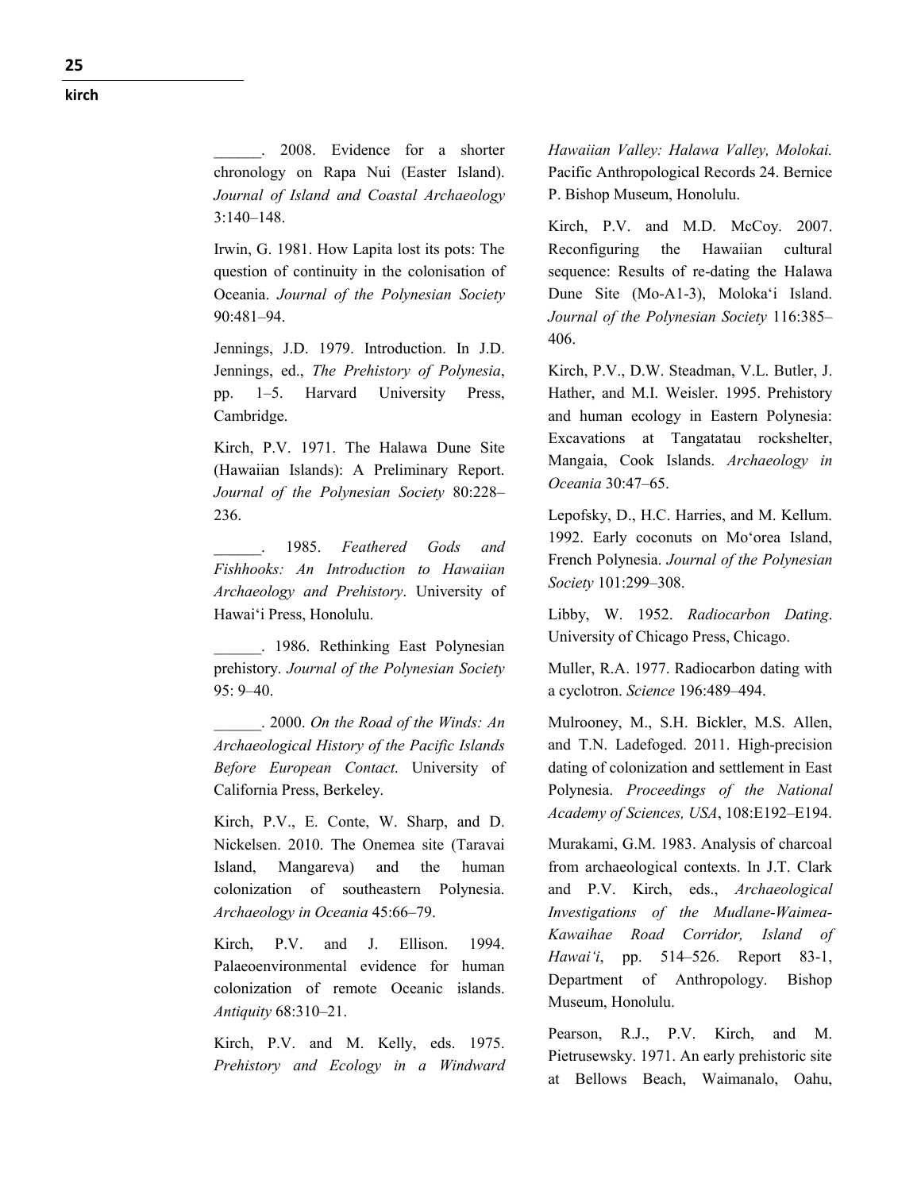\_\_\_\_\_\_. 2008. Evidence for a shorter chronology on Rapa Nui (Easter Island). *Journal of Island and Coastal Archaeology* 3:140–148.

Irwin, G. 1981. How Lapita lost its pots: The question of continuity in the colonisation of Oceania. *Journal of the Polynesian Society* 90:481–94.

Jennings, J.D. 1979. Introduction. In J.D. Jennings, ed., *The Prehistory of Polynesia*, pp. 1–5. Harvard University Press, Cambridge.

Kirch, P.V. 1971. The Halawa Dune Site (Hawaiian Islands): A Preliminary Report. *Journal of the Polynesian Society* 80:228–236.

\_\_\_\_\_\_. 1985. *Feathered Gods and Fishhooks: An Introduction to Hawaiian Archaeology and Prehistory*. University of Hawai'i Press, Honolulu.

\_\_\_\_\_\_. 1986. Rethinking East Polynesian prehistory. *Journal of the Polynesian Society* 95: 9–40.

\_\_\_\_\_\_. 2000. *On the Road of the Winds: An Archaeological History of the Pacific Islands Before European Contact*. University of California Press, Berkeley.

Kirch, P.V., E. Conte, W. Sharp, and D. Nickelsen. 2010. The Onemea site (Taravai Island, Mangareva) and the human colonization of southeastern Polynesia. *Archaeology in Oceania* 45:66–79.

Kirch, P.V. and J. Ellison. 1994. Palaeoenvironmental evidence for human colonization of remote Oceanic islands. *Antiquity* 68:310–21.

Kirch, P.V. and M. Kelly, eds. 1975. *Prehistory and Ecology in a Windward Hawaiian Valley: Halawa Valley, Molokai.* Pacific Anthropological Records 24. Bernice P. Bishop Museum, Honolulu.

Kirch, P.V. and M.D. McCoy. 2007. Reconfiguring the Hawaiian cultural sequence: Results of re-dating the Halawa Dune Site (Mo-A1-3), Moloka'i Island. *Journal of the Polynesian Society* 116:385–406.

Kirch, P.V., D.W. Steadman, V.L. Butler, J. Hather, and M.I. Weisler. 1995. Prehistory and human ecology in Eastern Polynesia: Excavations at Tangatatau rockshelter, Mangaia, Cook Islands. *Archaeology in Oceania* 30:47–65.

Lepofsky, D., H.C. Harries, and M. Kellum. 1992. Early coconuts on Mo'orea Island, French Polynesia. *Journal of the Polynesian Society* 101:299–308.

Libby, W. 1952. *Radiocarbon Dating*. University of Chicago Press, Chicago.

Muller, R.A. 1977. Radiocarbon dating with a cyclotron. *Science* 196:489–494.

Mulrooney, M., S.H. Bickler, M.S. Allen, and T.N. Ladefoged. 2011. High-precision dating of colonization and settlement in East Polynesia. *Proceedings of the National Academy of Sciences, USA*, 108:E192–E194.

Murakami, G.M. 1983. Analysis of charcoal from archaeological contexts. In J.T. Clark and P.V. Kirch, eds., *Archaeological Investigations of the Mudlane-Waimea-Kawaihae Road Corridor, Island of Hawai'i*, pp. 514–526. Report 83-1, Department of Anthropology. Bishop Museum, Honolulu.

Pearson, R.J., P.V. Kirch, and M. Pietrusewsky. 1971. An early prehistoric site at Bellows Beach, Waimanalo, Oahu,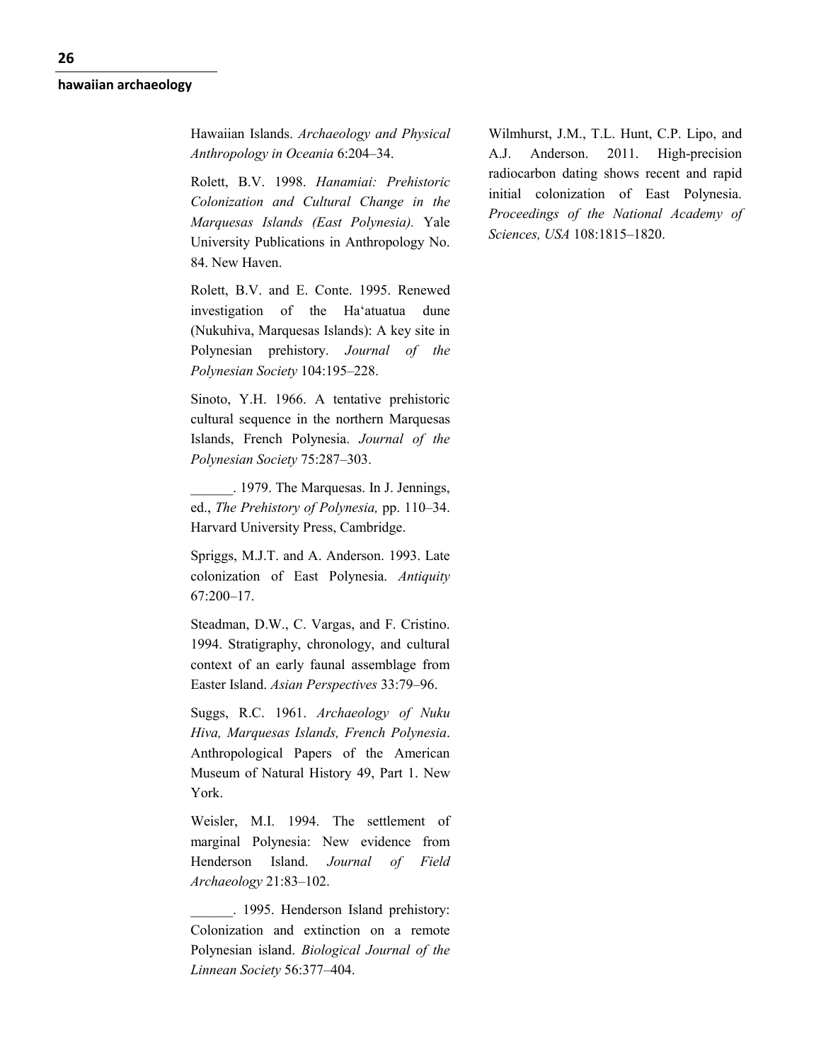Hawaiian Islands. *Archaeology and Physical Anthropology in Oceania* 6:204–34.

Rolett, B.V. 1998. *Hanamiai: Prehistoric Colonization and Cultural Change in the Marquesas Islands (East Polynesia).* Yale University Publications in Anthropology No. 84. New Haven.

Rolett, B.V. and E. Conte. 1995. Renewed investigation of the Ha'atuatua dune (Nukuhiva, Marquesas Islands): A key site in Polynesian prehistory. *Journal of the Polynesian Society* 104:195–228.

Sinoto, Y.H. 1966. A tentative prehistoric cultural sequence in the northern Marquesas Islands, French Polynesia. *Journal of the Polynesian Society* 75:287–303.

______. 1979. The Marquesas. In J. Jennings, ed., *The Prehistory of Polynesia,* pp. 110–34. Harvard University Press, Cambridge.

Spriggs, M.J.T. and A. Anderson. 1993. Late colonization of East Polynesia. *Antiquity* 67:200–17.

Steadman, D.W., C. Vargas, and F. Cristino. 1994. Stratigraphy, chronology, and cultural context of an early faunal assemblage from Easter Island. *Asian Perspectives* 33:79–96.

Suggs, R.C. 1961. *Archaeology of Nuku Hiva, Marquesas Islands, French Polynesia*. Anthropological Papers of the American Museum of Natural History 49, Part 1. New York.

Weisler, M.I. 1994. The settlement of marginal Polynesia: New evidence from Henderson Island. *Journal of Field Archaeology* 21:83–102.

______. 1995. Henderson Island prehistory: Colonization and extinction on a remote Polynesian island. *Biological Journal of the Linnean Society* 56:377–404.

Wilmhurst, J.M., T.L. Hunt, C.P. Lipo, and A.J. Anderson. 2011. High-precision radiocarbon dating shows recent and rapid initial colonization of East Polynesia. *Proceedings of the National Academy of Sciences, USA* 108:1815–1820.